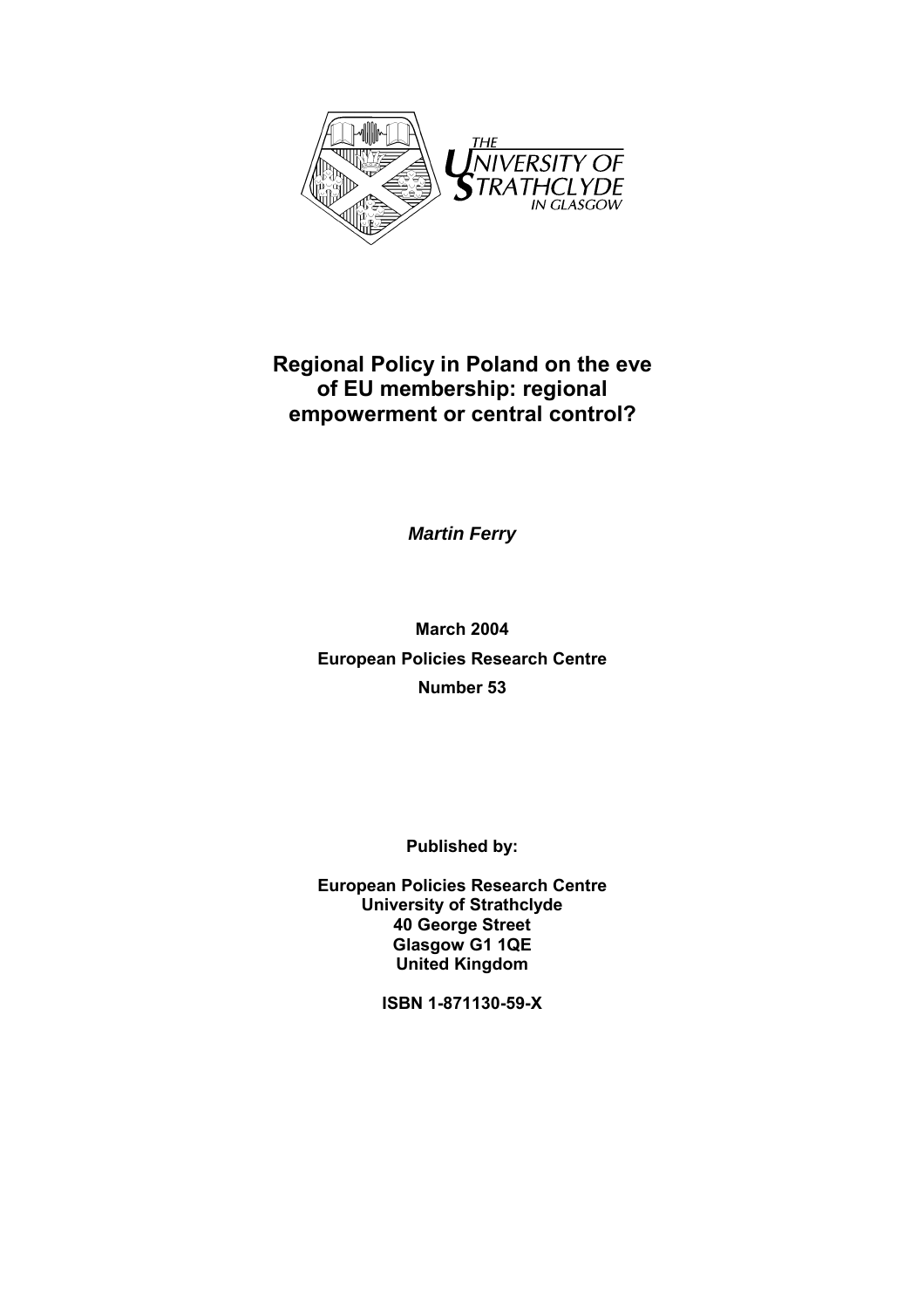THE UNIVERSITY OF STRATHCLYDE IN GLASGOW

# Regional Policy in Poland on the eve of EU membership: regional empowerment or central control?

***Martin Ferry***

**March 2004**

**European Policies Research Centre**

**Number 53**

**Published by:**

**European Policies Research Centre**
**University of Strathclyde**
**40 George Street**
**Glasgow G1 1QE**
**United Kingdom**

**ISBN 1-871130-59-X**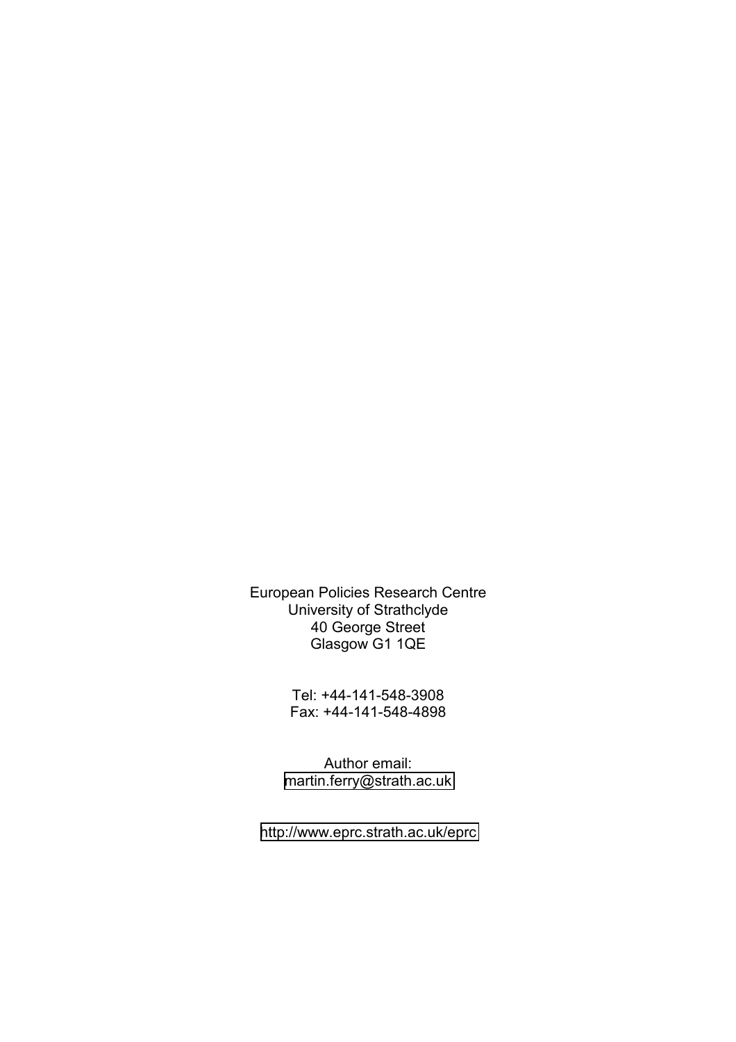European Policies Research Centre
University of Strathclyde
40 George Street
Glasgow G1 1QE

Tel: +44-141-548-3908
Fax: +44-141-548-4898

Author email:
martin.ferry@strath.ac.uk

http://www.eprc.strath.ac.uk/eprc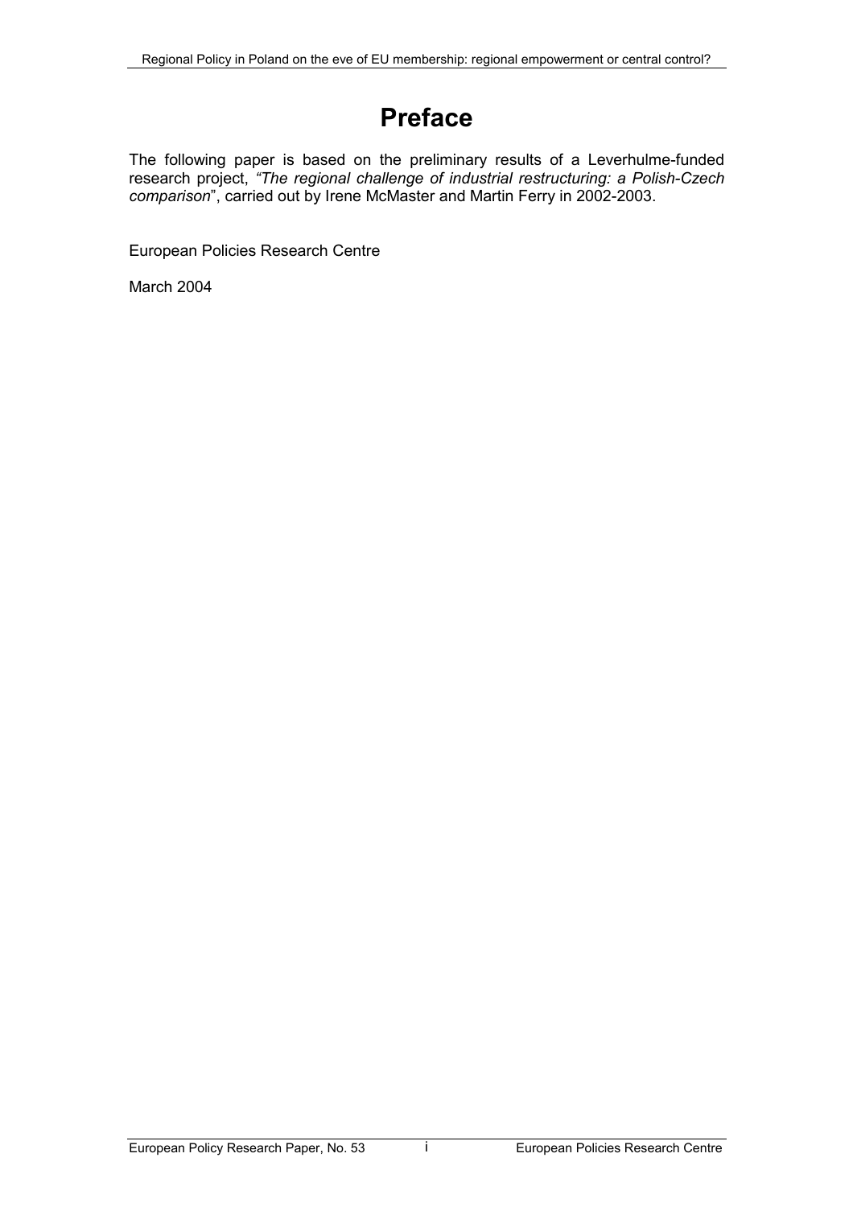# Preface

The following paper is based on the preliminary results of a Leverhulme-funded research project, *"The regional challenge of industrial restructuring: a Polish-Czech comparison*", carried out by Irene McMaster and Martin Ferry in 2002-2003.

European Policies Research Centre

March 2004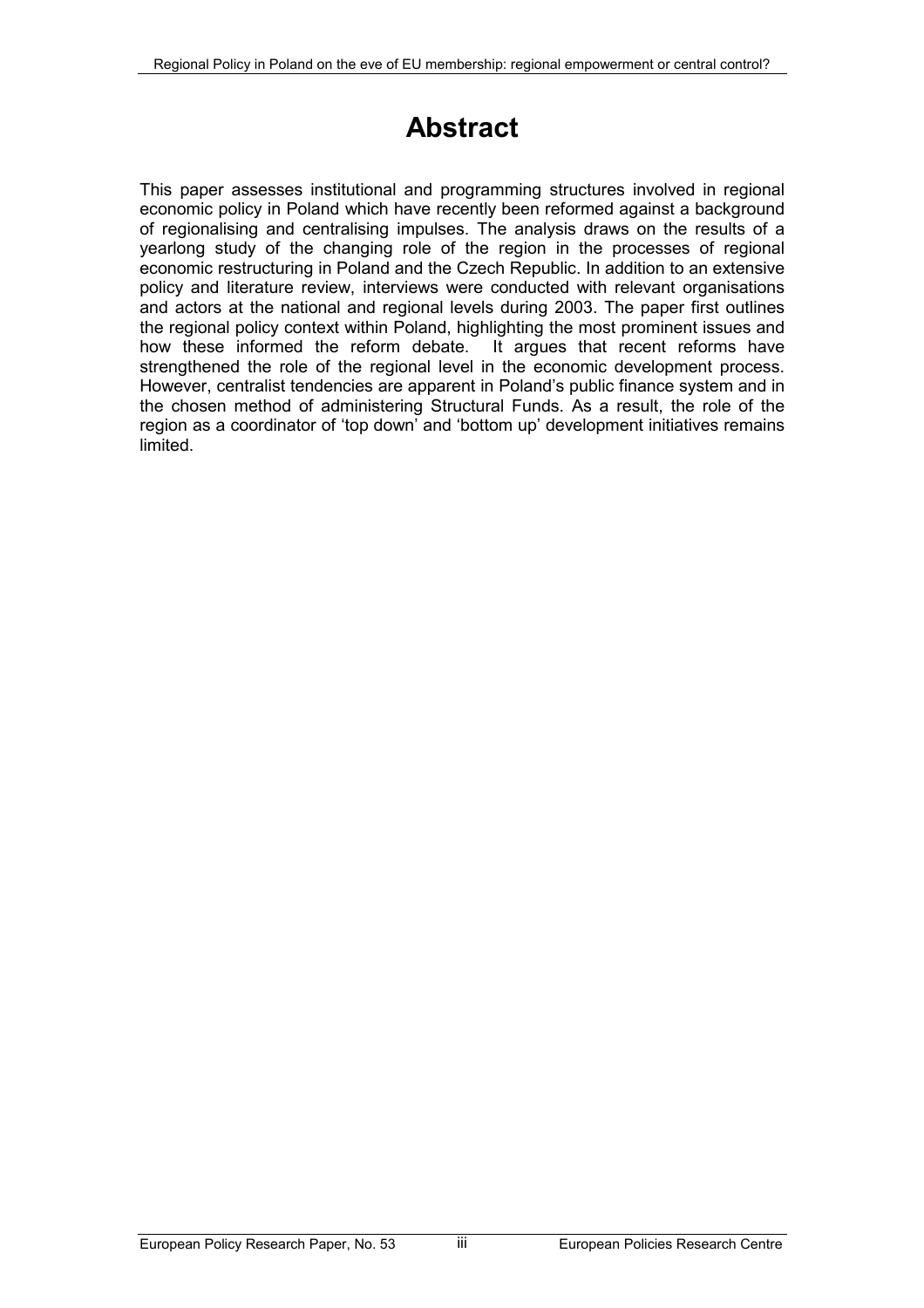# Abstract

This paper assesses institutional and programming structures involved in regional economic policy in Poland which have recently been reformed against a background of regionalising and centralising impulses. The analysis draws on the results of a yearlong study of the changing role of the region in the processes of regional economic restructuring in Poland and the Czech Republic. In addition to an extensive policy and literature review, interviews were conducted with relevant organisations and actors at the national and regional levels during 2003. The paper first outlines the regional policy context within Poland, highlighting the most prominent issues and how these informed the reform debate. It argues that recent reforms have strengthened the role of the regional level in the economic development process. However, centralist tendencies are apparent in Poland's public finance system and in the chosen method of administering Structural Funds. As a result, the role of the region as a coordinator of 'top down' and 'bottom up' development initiatives remains limited.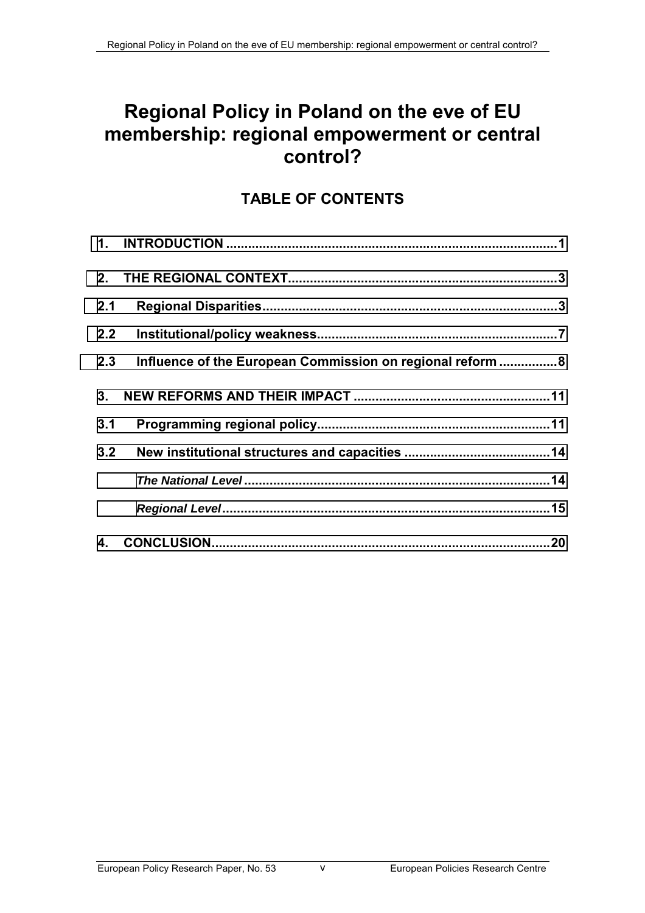# Regional Policy in Poland on the eve of EU membership: regional empowerment or central control?

## TABLE OF CONTENTS

1. INTRODUCTION .......................................................................................1

2. THE REGIONAL CONTEXT.......................................................................3

2.1 Regional Disparities..............................................................................3

2.2 Institutional/policy weakness..................................................................7

2.3 Influence of the European Commission on regional reform ................8

3. NEW REFORMS AND THEIR IMPACT ....................................................11

3.1 Programming regional policy..............................................................11

3.2 New institutional structures and capacities .......................................14

*The National Level* ..................................................................................14

*Regional Level*........................................................................................15

4. CONCLUSION..........................................................................................20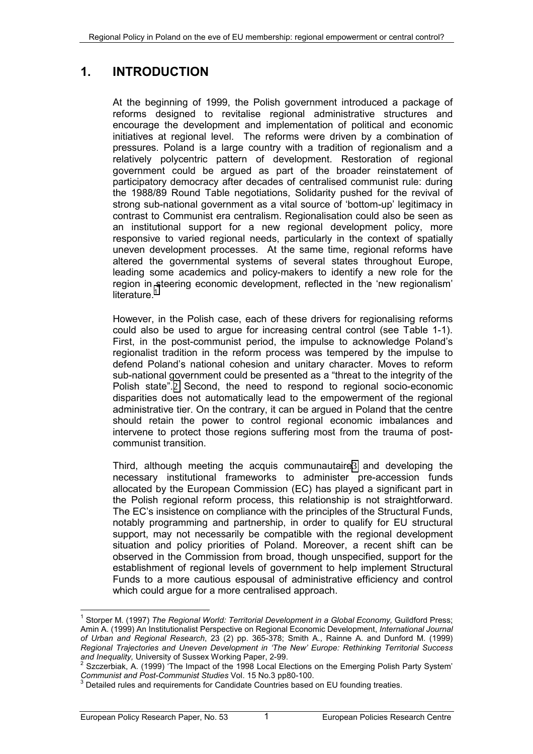# 1. INTRODUCTION

At the beginning of 1999, the Polish government introduced a package of reforms designed to revitalise regional administrative structures and encourage the development and implementation of political and economic initiatives at regional level. The reforms were driven by a combination of pressures. Poland is a large country with a tradition of regionalism and a relatively polycentric pattern of development. Restoration of regional government could be argued as part of the broader reinstatement of participatory democracy after decades of centralised communist rule: during the 1988/89 Round Table negotiations, Solidarity pushed for the revival of strong sub-national government as a vital source of 'bottom-up' legitimacy in contrast to Communist era centralism. Regionalisation could also be seen as an institutional support for a new regional development policy, more responsive to varied regional needs, particularly in the context of spatially uneven development processes. At the same time, regional reforms have altered the governmental systems of several states throughout Europe, leading some academics and policy-makers to identify a new role for the region in steering economic development, reflected in the 'new regionalism' literature.[1]

However, in the Polish case, each of these drivers for regionalising reforms could also be used to argue for increasing central control (see Table 1-1). First, in the post-communist period, the impulse to acknowledge Poland's regionalist tradition in the reform process was tempered by the impulse to defend Poland's national cohesion and unitary character. Moves to reform sub-national government could be presented as a "threat to the integrity of the Polish state".[2] Second, the need to respond to regional socio-economic disparities does not automatically lead to the empowerment of the regional administrative tier. On the contrary, it can be argued in Poland that the centre should retain the power to control regional economic imbalances and intervene to protect those regions suffering most from the trauma of post-communist transition.

Third, although meeting the acquis communautaire[3] and developing the necessary institutional frameworks to administer pre-accession funds allocated by the European Commission (EC) has played a significant part in the Polish regional reform process, this relationship is not straightforward. The EC's insistence on compliance with the principles of the Structural Funds, notably programming and partnership, in order to qualify for EU structural support, may not necessarily be compatible with the regional development situation and policy priorities of Poland. Moreover, a recent shift can be observed in the Commission from broad, though unspecified, support for the establishment of regional levels of government to help implement Structural Funds to a more cautious espousal of administrative efficiency and control which could argue for a more centralised approach.

---

[1] Storper M. (1997) *The Regional World: Territorial Development in a Global Economy,* Guildford Press; Amin A. (1999) An Institutionalist Perspective on Regional Economic Development, *International Journal of Urban and Regional Research*, 23 (2) pp. 365-378; Smith A., Rainne A. and Dunford M. (1999) *Regional Trajectories and Uneven Development in 'The New' Europe: Rethinking Territorial Success and Inequality,* University of Sussex Working Paper, 2-99.

[2] Szczerbiak, A. (1999) 'The Impact of the 1998 Local Elections on the Emerging Polish Party System' *Communist and Post-Communist Studies* Vol. 15 No.3 pp80-100.

[3] Detailed rules and requirements for Candidate Countries based on EU founding treaties.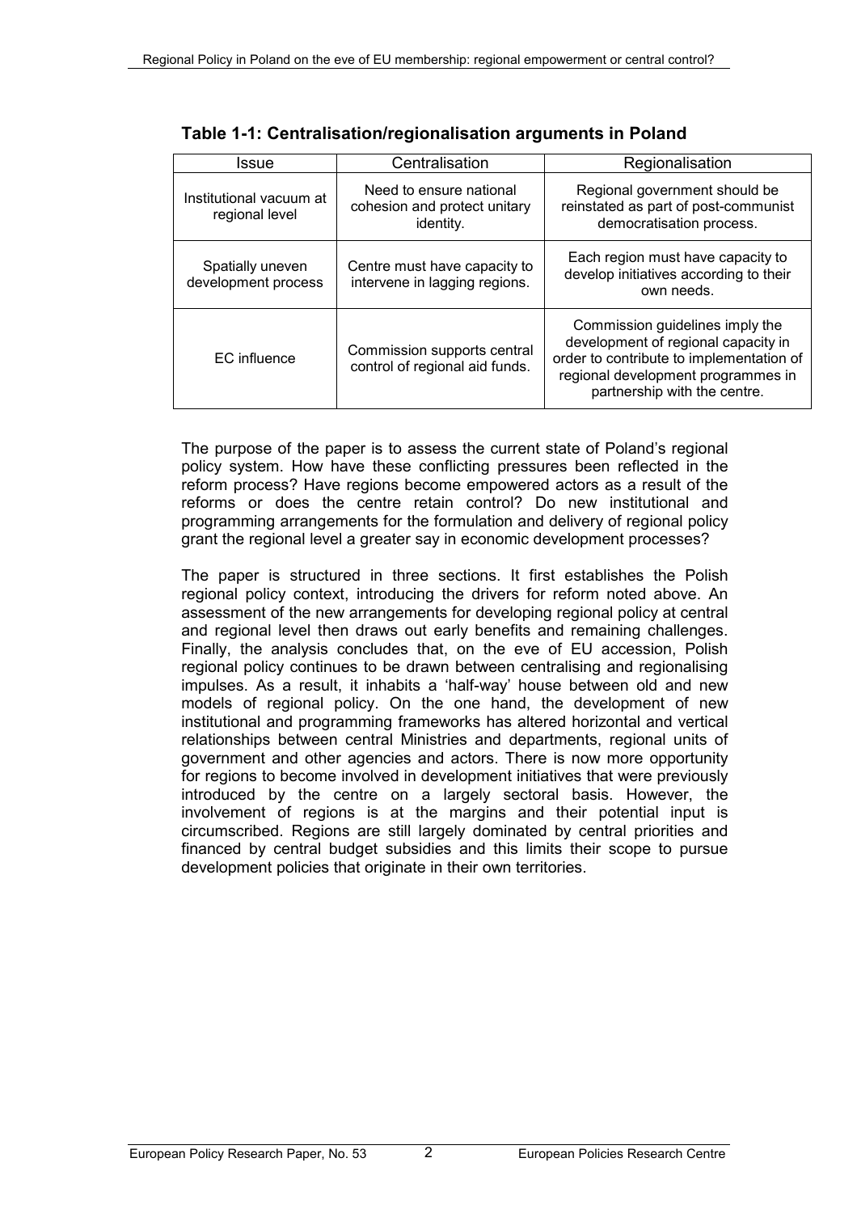**Table 1-1: Centralisation/regionalisation arguments in Poland**

| Issue | Centralisation | Regionalisation |
|---|---|---|
| Institutional vacuum at regional level | Need to ensure national cohesion and protect unitary identity. | Regional government should be reinstated as part of post-communist democratisation process. |
| Spatially uneven development process | Centre must have capacity to intervene in lagging regions. | Each region must have capacity to develop initiatives according to their own needs. |
| EC influence | Commission supports central control of regional aid funds. | Commission guidelines imply the development of regional capacity in order to contribute to implementation of regional development programmes in partnership with the centre. |

The purpose of the paper is to assess the current state of Poland's regional policy system. How have these conflicting pressures been reflected in the reform process? Have regions become empowered actors as a result of the reforms or does the centre retain control? Do new institutional and programming arrangements for the formulation and delivery of regional policy grant the regional level a greater say in economic development processes?

The paper is structured in three sections. It first establishes the Polish regional policy context, introducing the drivers for reform noted above. An assessment of the new arrangements for developing regional policy at central and regional level then draws out early benefits and remaining challenges. Finally, the analysis concludes that, on the eve of EU accession, Polish regional policy continues to be drawn between centralising and regionalising impulses. As a result, it inhabits a 'half-way' house between old and new models of regional policy. On the one hand, the development of new institutional and programming frameworks has altered horizontal and vertical relationships between central Ministries and departments, regional units of government and other agencies and actors. There is now more opportunity for regions to become involved in development initiatives that were previously introduced by the centre on a largely sectoral basis. However, the involvement of regions is at the margins and their potential input is circumscribed. Regions are still largely dominated by central priorities and financed by central budget subsidies and this limits their scope to pursue development policies that originate in their own territories.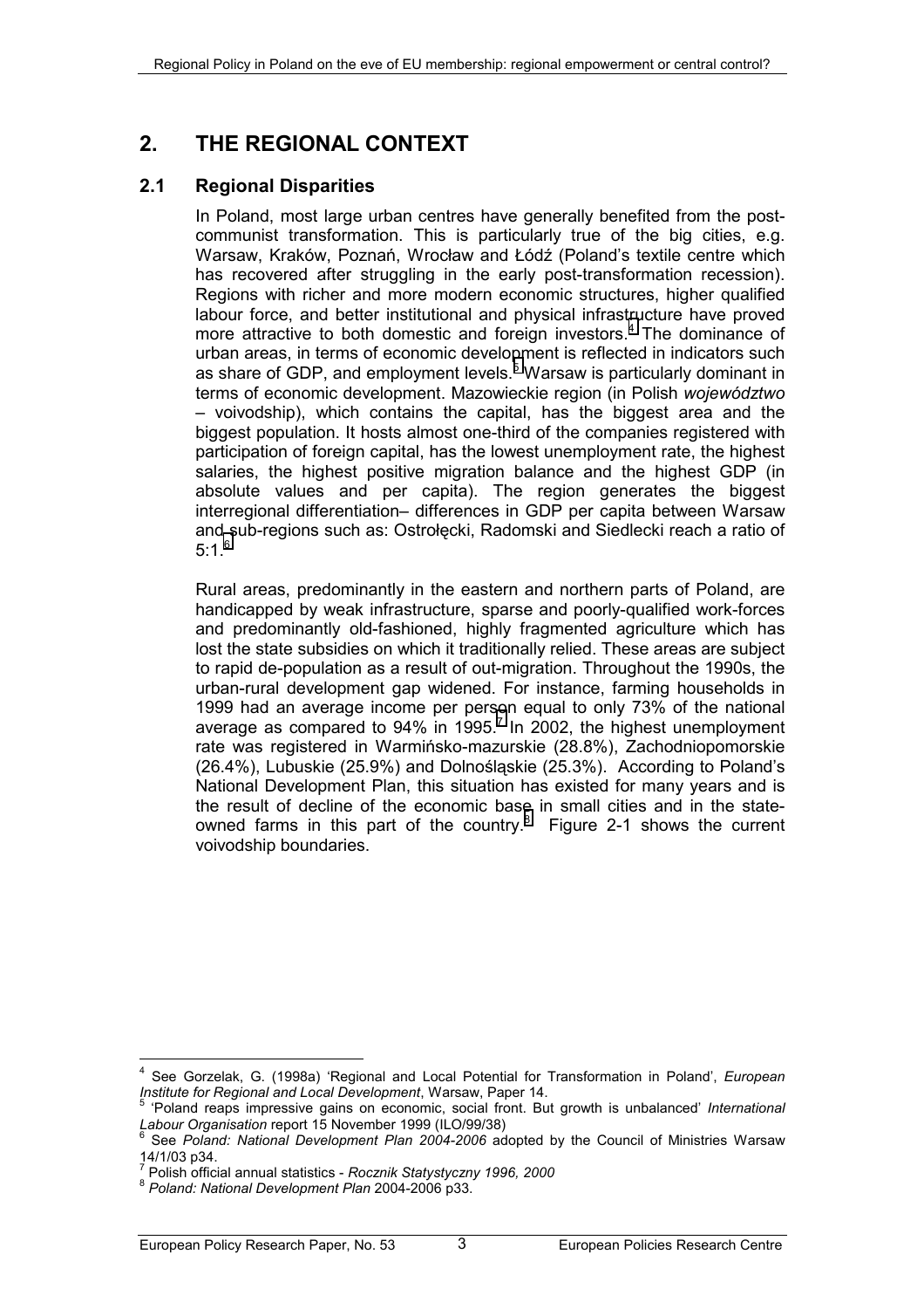# 2. THE REGIONAL CONTEXT

## 2.1 Regional Disparities

In Poland, most large urban centres have generally benefited from the post-communist transformation. This is particularly true of the big cities, e.g. Warsaw, Kraków, Poznań, Wrocław and Łódź (Poland's textile centre which has recovered after struggling in the early post-transformation recession). Regions with richer and more modern economic structures, higher qualified labour force, and better institutional and physical infrastructure have proved more attractive to both domestic and foreign investors.[4] The dominance of urban areas, in terms of economic development is reflected in indicators such as share of GDP, and employment levels.[5] Warsaw is particularly dominant in terms of economic development. Mazowieckie region (in Polish *województwo* – voivodship), which contains the capital, has the biggest area and the biggest population. It hosts almost one-third of the companies registered with participation of foreign capital, has the lowest unemployment rate, the highest salaries, the highest positive migration balance and the highest GDP (in absolute values and per capita). The region generates the biggest interregional differentiation– differences in GDP per capita between Warsaw and sub-regions such as: Ostrołęcki, Radomski and Siedlecki reach a ratio of 5:1.[6]

Rural areas, predominantly in the eastern and northern parts of Poland, are handicapped by weak infrastructure, sparse and poorly-qualified work-forces and predominantly old-fashioned, highly fragmented agriculture which has lost the state subsidies on which it traditionally relied. These areas are subject to rapid de-population as a result of out-migration. Throughout the 1990s, the urban-rural development gap widened. For instance, farming households in 1999 had an average income per person equal to only 73% of the national average as compared to 94% in 1995.[7] In 2002, the highest unemployment rate was registered in Warmińsko-mazurskie (28.8%), Zachodniopomorskie (26.4%), Lubuskie (25.9%) and Dolnośląskie (25.3%). According to Poland's National Development Plan, this situation has existed for many years and is the result of decline of the economic base in small cities and in the state-owned farms in this part of the country.[8] Figure 2-1 shows the current voivodship boundaries.

---

[4] See Gorzelak, G. (1998a) 'Regional and Local Potential for Transformation in Poland', *European Institute for Regional and Local Development*, Warsaw, Paper 14.

[5] 'Poland reaps impressive gains on economic, social front. But growth is unbalanced' *International Labour Organisation* report 15 November 1999 (ILO/99/38)

[6] See *Poland: National Development Plan 2004-2006* adopted by the Council of Ministries Warsaw 14/1/03 p34.

[7] Polish official annual statistics - *Rocznik Statystyczny 1996, 2000*

[8] *Poland: National Development Plan* 2004-2006 p33.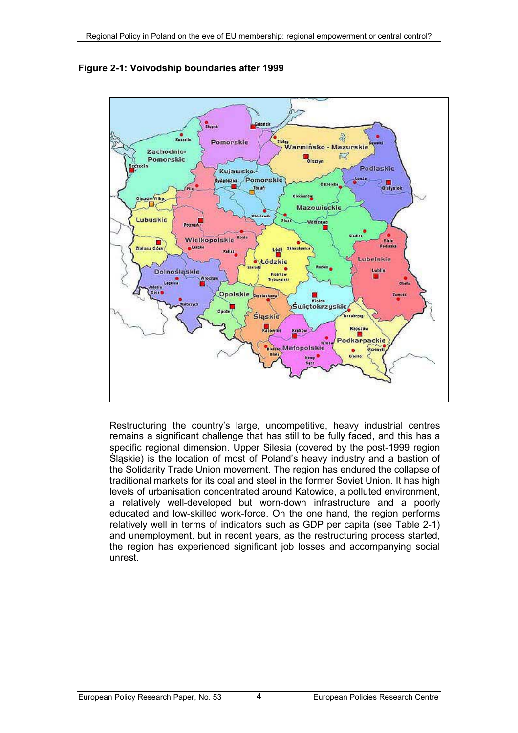**Figure 2-1: Voivodship boundaries after 1999**

Restructuring the country's large, uncompetitive, heavy industrial centres remains a significant challenge that has still to be fully faced, and this has a specific regional dimension. Upper Silesia (covered by the post-1999 region Śląskie) is the location of most of Poland's heavy industry and a bastion of the Solidarity Trade Union movement. The region has endured the collapse of traditional markets for its coal and steel in the former Soviet Union. It has high levels of urbanisation concentrated around Katowice, a polluted environment, a relatively well-developed but worn-down infrastructure and a poorly educated and low-skilled work-force. On the one hand, the region performs relatively well in terms of indicators such as GDP per capita (see Table 2-1) and unemployment, but in recent years, as the restructuring process started, the region has experienced significant job losses and accompanying social unrest.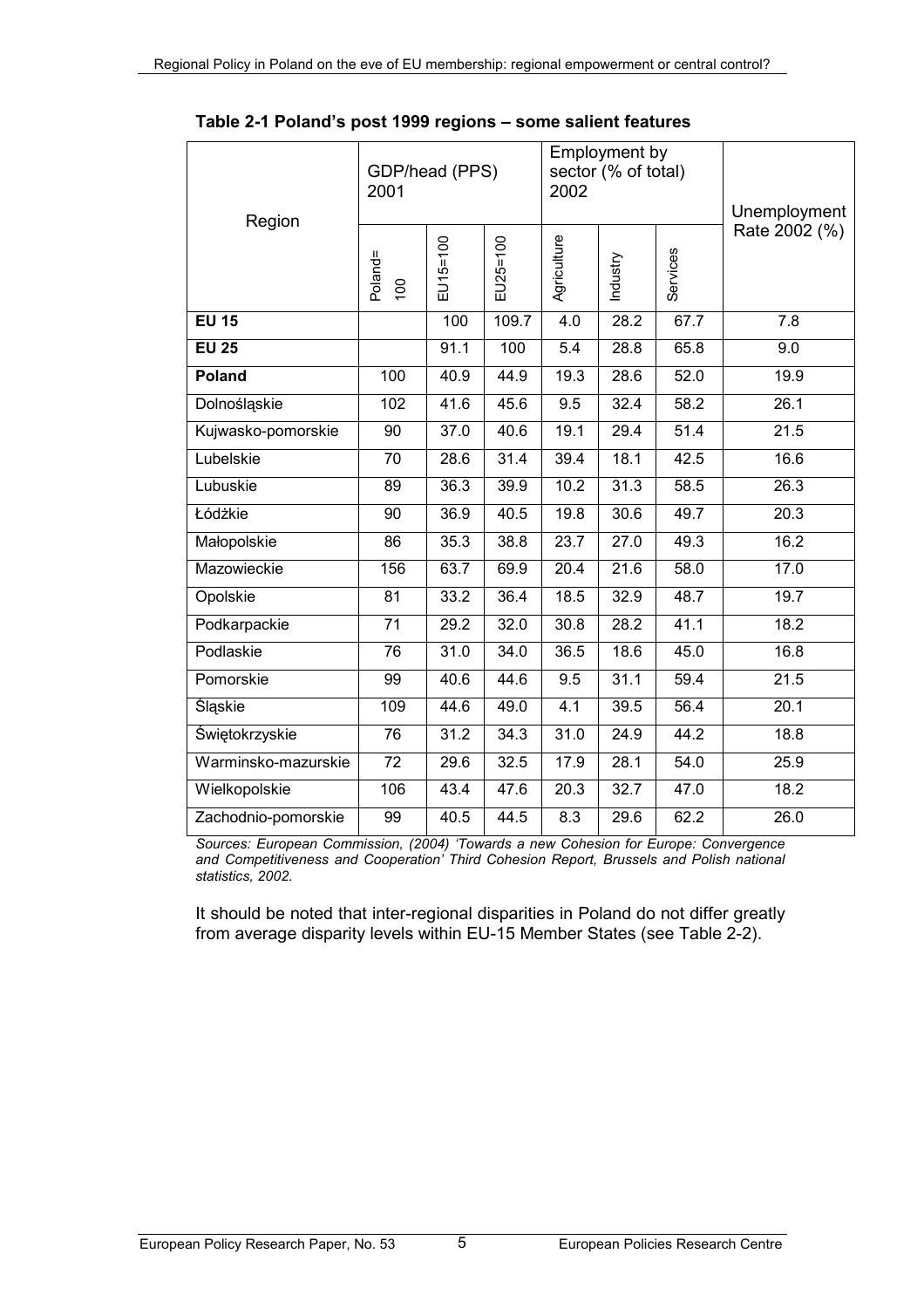**Table 2-1 Poland's post 1999 regions – some salient features**

| Region | GDP/head (PPS) 2001 | | | Employment by sector (% of total) 2002 | | | Unemployment Rate 2002 (%) |
|---|---|---|---|---|---|---|---|
| | Poland= 100 | EU15=100 | EU25=100 | Agriculture | Industry | Services | |
| **EU 15** | | 100 | 109.7 | 4.0 | 28.2 | 67.7 | 7.8 |
| **EU 25** | | 91.1 | 100 | 5.4 | 28.8 | 65.8 | 9.0 |
| **Poland** | 100 | 40.9 | 44.9 | 19.3 | 28.6 | 52.0 | 19.9 |
| Dolnośląskie | 102 | 41.6 | 45.6 | 9.5 | 32.4 | 58.2 | 26.1 |
| Kujwasko-pomorskie | 90 | 37.0 | 40.6 | 19.1 | 29.4 | 51.4 | 21.5 |
| Lubelskie | 70 | 28.6 | 31.4 | 39.4 | 18.1 | 42.5 | 16.6 |
| Lubuskie | 89 | 36.3 | 39.9 | 10.2 | 31.3 | 58.5 | 26.3 |
| Łódżkie | 90 | 36.9 | 40.5 | 19.8 | 30.6 | 49.7 | 20.3 |
| Małopolskie | 86 | 35.3 | 38.8 | 23.7 | 27.0 | 49.3 | 16.2 |
| Mazowieckie | 156 | 63.7 | 69.9 | 20.4 | 21.6 | 58.0 | 17.0 |
| Opolskie | 81 | 33.2 | 36.4 | 18.5 | 32.9 | 48.7 | 19.7 |
| Podkarpackie | 71 | 29.2 | 32.0 | 30.8 | 28.2 | 41.1 | 18.2 |
| Podlaskie | 76 | 31.0 | 34.0 | 36.5 | 18.6 | 45.0 | 16.8 |
| Pomorskie | 99 | 40.6 | 44.6 | 9.5 | 31.1 | 59.4 | 21.5 |
| Śląskie | 109 | 44.6 | 49.0 | 4.1 | 39.5 | 56.4 | 20.1 |
| Świętokrzyskie | 76 | 31.2 | 34.3 | 31.0 | 24.9 | 44.2 | 18.8 |
| Warminsko-mazurskie | 72 | 29.6 | 32.5 | 17.9 | 28.1 | 54.0 | 25.9 |
| Wielkopolskie | 106 | 43.4 | 47.6 | 20.3 | 32.7 | 47.0 | 18.2 |
| Zachodnio-pomorskie | 99 | 40.5 | 44.5 | 8.3 | 29.6 | 62.2 | 26.0 |

*Sources: European Commission, (2004) 'Towards a new Cohesion for Europe: Convergence and Competitiveness and Cooperation' Third Cohesion Report, Brussels and Polish national statistics, 2002.*

It should be noted that inter-regional disparities in Poland do not differ greatly from average disparity levels within EU-15 Member States (see Table 2-2).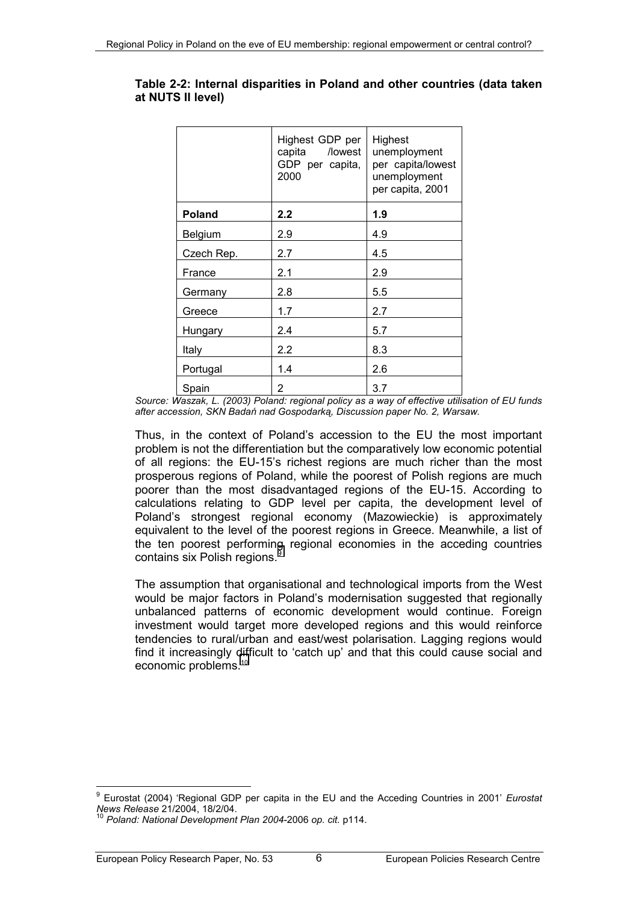**Table 2-2: Internal disparities in Poland and other countries (data taken at NUTS II level)**

| | Highest GDP per capita /lowest GDP per capita, 2000 | Highest unemployment per capita/lowest unemployment per capita, 2001 |
|---|---|---|
| **Poland** | **2.2** | **1.9** |
| Belgium | 2.9 | 4.9 |
| Czech Rep. | 2.7 | 4.5 |
| France | 2.1 | 2.9 |
| Germany | 2.8 | 5.5 |
| Greece | 1.7 | 2.7 |
| Hungary | 2.4 | 5.7 |
| Italy | 2.2 | 8.3 |
| Portugal | 1.4 | 2.6 |
| Spain | 2 | 3.7 |

*Source: Waszak, L. (2003) Poland: regional policy as a way of effective utilisation of EU funds after accession, SKN Badań nad Gospodarką, Discussion paper No. 2, Warsaw.*

Thus, in the context of Poland's accession to the EU the most important problem is not the differentiation but the comparatively low economic potential of all regions: the EU-15's richest regions are much richer than the most prosperous regions of Poland, while the poorest of Polish regions are much poorer than the most disadvantaged regions of the EU-15. According to calculations relating to GDP level per capita, the development level of Poland's strongest regional economy (Mazowieckie) is approximately equivalent to the level of the poorest regions in Greece. Meanwhile, a list of the ten poorest performing regional economies in the acceding countries contains six Polish regions.[9]

The assumption that organisational and technological imports from the West would be major factors in Poland's modernisation suggested that regionally unbalanced patterns of economic development would continue. Foreign investment would target more developed regions and this would reinforce tendencies to rural/urban and east/west polarisation. Lagging regions would find it increasingly difficult to 'catch up' and that this could cause social and economic problems.[10]

---

[9] Eurostat (2004) 'Regional GDP per capita in the EU and the Acceding Countries in 2001' *Eurostat News Release* 21/2004, 18/2/04.

[10] *Poland: National Development Plan 2004*-2006 *op. cit.* p114.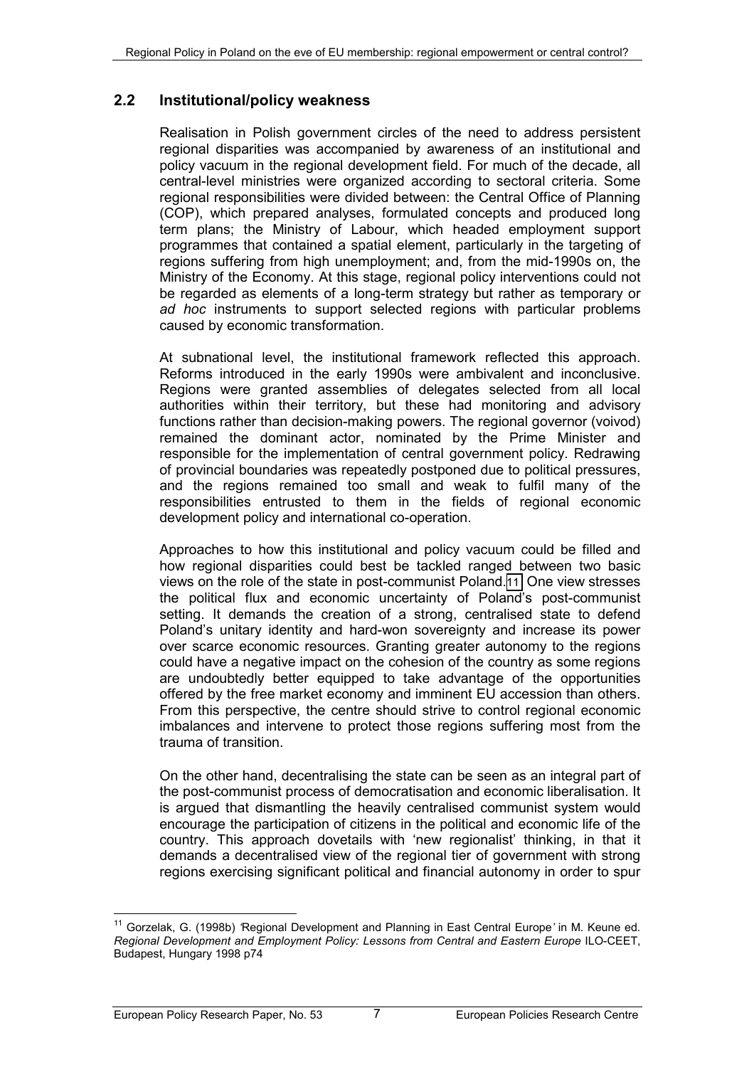## 2.2 Institutional/policy weakness

Realisation in Polish government circles of the need to address persistent regional disparities was accompanied by awareness of an institutional and policy vacuum in the regional development field. For much of the decade, all central-level ministries were organized according to sectoral criteria. Some regional responsibilities were divided between: the Central Office of Planning (COP), which prepared analyses, formulated concepts and produced long term plans; the Ministry of Labour, which headed employment support programmes that contained a spatial element, particularly in the targeting of regions suffering from high unemployment; and, from the mid-1990s on, the Ministry of the Economy. At this stage, regional policy interventions could not be regarded as elements of a long-term strategy but rather as temporary or *ad hoc* instruments to support selected regions with particular problems caused by economic transformation.

At subnational level, the institutional framework reflected this approach. Reforms introduced in the early 1990s were ambivalent and inconclusive. Regions were granted assemblies of delegates selected from all local authorities within their territory, but these had monitoring and advisory functions rather than decision-making powers. The regional governor (voivod) remained the dominant actor, nominated by the Prime Minister and responsible for the implementation of central government policy. Redrawing of provincial boundaries was repeatedly postponed due to political pressures, and the regions remained too small and weak to fulfil many of the responsibilities entrusted to them in the fields of regional economic development policy and international co-operation.

Approaches to how this institutional and policy vacuum could be filled and how regional disparities could best be tackled ranged between two basic views on the role of the state in post-communist Poland.[11] One view stresses the political flux and economic uncertainty of Poland's post-communist setting. It demands the creation of a strong, centralised state to defend Poland's unitary identity and hard-won sovereignty and increase its power over scarce economic resources. Granting greater autonomy to the regions could have a negative impact on the cohesion of the country as some regions are undoubtedly better equipped to take advantage of the opportunities offered by the free market economy and imminent EU accession than others. From this perspective, the centre should strive to control regional economic imbalances and intervene to protect those regions suffering most from the trauma of transition.

On the other hand, decentralising the state can be seen as an integral part of the post-communist process of democratisation and economic liberalisation. It is argued that dismantling the heavily centralised communist system would encourage the participation of citizens in the political and economic life of the country. This approach dovetails with 'new regionalist' thinking, in that it demands a decentralised view of the regional tier of government with strong regions exercising significant political and financial autonomy in order to spur

[11] Gorzelak, G. (1998b) 'Regional Development and Planning in East Central Europe' in M. Keune ed. *Regional Development and Employment Policy: Lessons from Central and Eastern Europe* ILO-CEET, Budapest, Hungary 1998 p74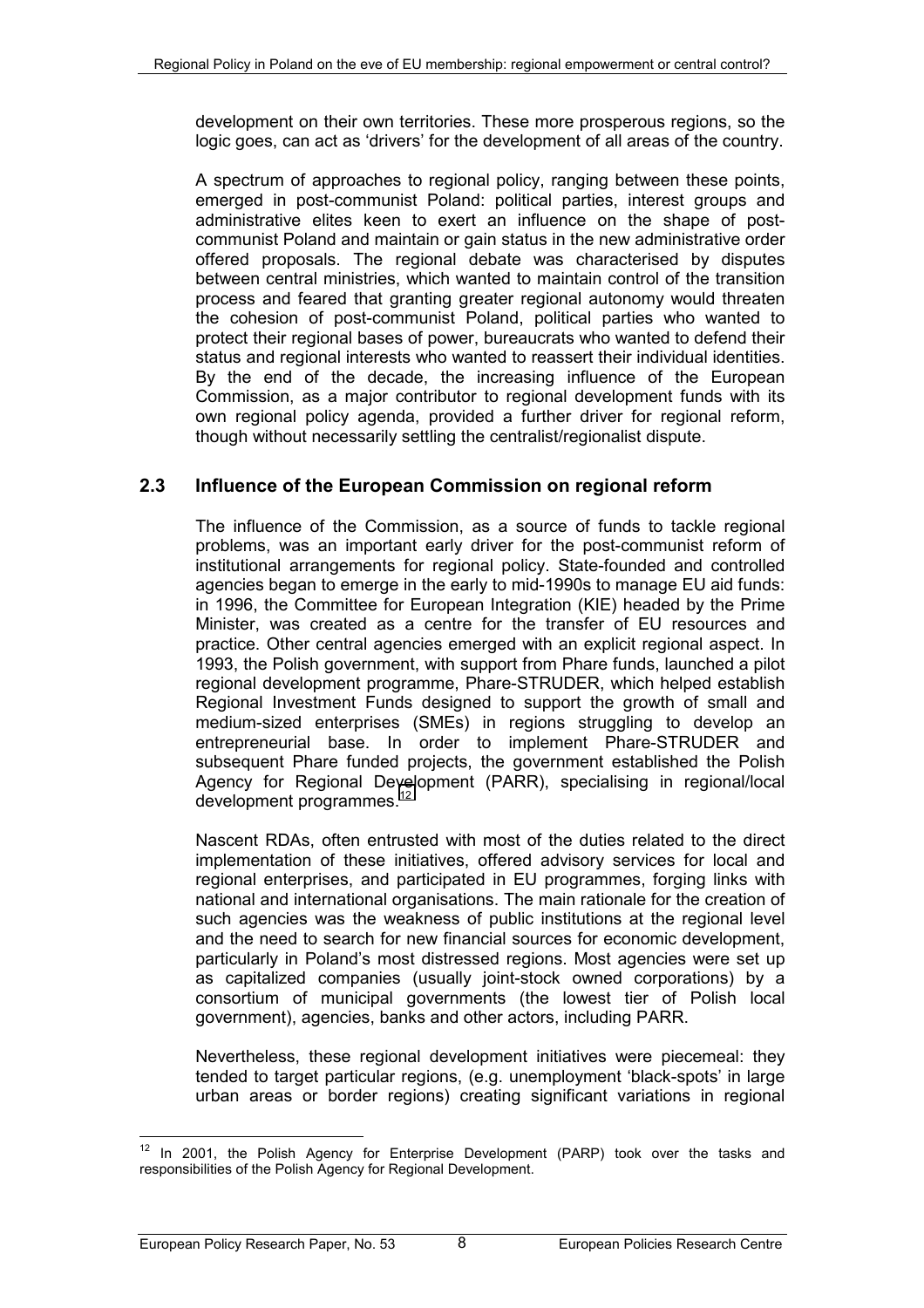development on their own territories. These more prosperous regions, so the logic goes, can act as 'drivers' for the development of all areas of the country.

A spectrum of approaches to regional policy, ranging between these points, emerged in post-communist Poland: political parties, interest groups and administrative elites keen to exert an influence on the shape of post-communist Poland and maintain or gain status in the new administrative order offered proposals. The regional debate was characterised by disputes between central ministries, which wanted to maintain control of the transition process and feared that granting greater regional autonomy would threaten the cohesion of post-communist Poland, political parties who wanted to protect their regional bases of power, bureaucrats who wanted to defend their status and regional interests who wanted to reassert their individual identities. By the end of the decade, the increasing influence of the European Commission, as a major contributor to regional development funds with its own regional policy agenda, provided a further driver for regional reform, though without necessarily settling the centralist/regionalist dispute.

## 2.3 Influence of the European Commission on regional reform

The influence of the Commission, as a source of funds to tackle regional problems, was an important early driver for the post-communist reform of institutional arrangements for regional policy. State-founded and controlled agencies began to emerge in the early to mid-1990s to manage EU aid funds: in 1996, the Committee for European Integration (KIE) headed by the Prime Minister, was created as a centre for the transfer of EU resources and practice. Other central agencies emerged with an explicit regional aspect. In 1993, the Polish government, with support from Phare funds, launched a pilot regional development programme, Phare-STRUDER, which helped establish Regional Investment Funds designed to support the growth of small and medium-sized enterprises (SMEs) in regions struggling to develop an entrepreneurial base. In order to implement Phare-STRUDER and subsequent Phare funded projects, the government established the Polish Agency for Regional Development (PARR), specialising in regional/local development programmes.[12]

Nascent RDAs, often entrusted with most of the duties related to the direct implementation of these initiatives, offered advisory services for local and regional enterprises, and participated in EU programmes, forging links with national and international organisations. The main rationale for the creation of such agencies was the weakness of public institutions at the regional level and the need to search for new financial sources for economic development, particularly in Poland's most distressed regions. Most agencies were set up as capitalized companies (usually joint-stock owned corporations) by a consortium of municipal governments (the lowest tier of Polish local government), agencies, banks and other actors, including PARR.

Nevertheless, these regional development initiatives were piecemeal: they tended to target particular regions, (e.g. unemployment 'black-spots' in large urban areas or border regions) creating significant variations in regional

[12] In 2001, the Polish Agency for Enterprise Development (PARP) took over the tasks and responsibilities of the Polish Agency for Regional Development.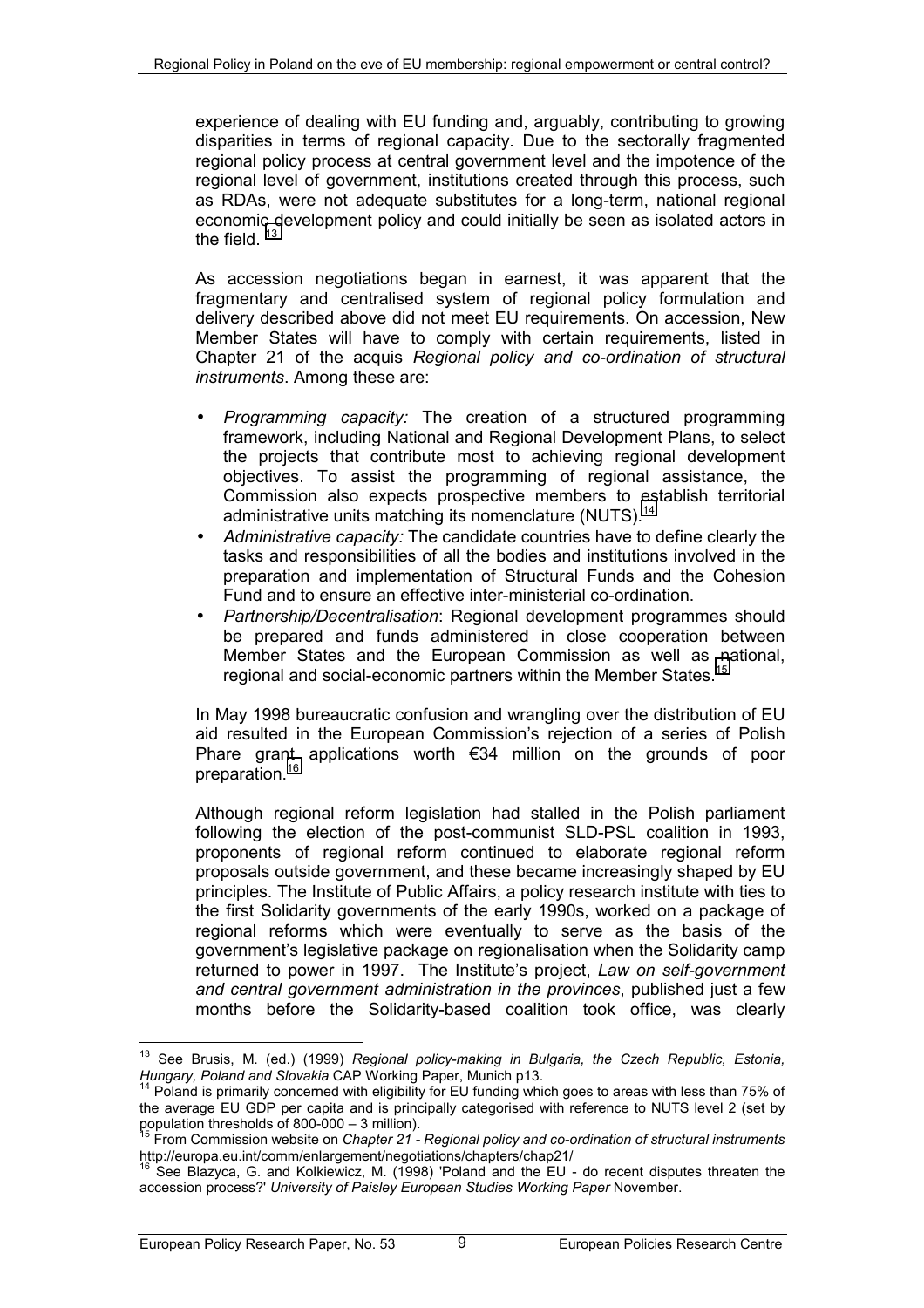experience of dealing with EU funding and, arguably, contributing to growing disparities in terms of regional capacity. Due to the sectorally fragmented regional policy process at central government level and the impotence of the regional level of government, institutions created through this process, such as RDAs, were not adequate substitutes for a long-term, national regional economic development policy and could initially be seen as isolated actors in the field. [13]

As accession negotiations began in earnest, it was apparent that the fragmentary and centralised system of regional policy formulation and delivery described above did not meet EU requirements. On accession, New Member States will have to comply with certain requirements, listed in Chapter 21 of the acquis *Regional policy and co-ordination of structural instruments*. Among these are:

- *Programming capacity:* The creation of a structured programming framework, including National and Regional Development Plans, to select the projects that contribute most to achieving regional development objectives. To assist the programming of regional assistance, the Commission also expects prospective members to establish territorial administrative units matching its nomenclature (NUTS).[14]
- *Administrative capacity:* The candidate countries have to define clearly the tasks and responsibilities of all the bodies and institutions involved in the preparation and implementation of Structural Funds and the Cohesion Fund and to ensure an effective inter-ministerial co-ordination.
- *Partnership/Decentralisation*: Regional development programmes should be prepared and funds administered in close cooperation between Member States and the European Commission as well as national, regional and social-economic partners within the Member States.[15]

In May 1998 bureaucratic confusion and wrangling over the distribution of EU aid resulted in the European Commission's rejection of a series of Polish Phare grant applications worth €34 million on the grounds of poor preparation.[16]

Although regional reform legislation had stalled in the Polish parliament following the election of the post-communist SLD-PSL coalition in 1993, proponents of regional reform continued to elaborate regional reform proposals outside government, and these became increasingly shaped by EU principles. The Institute of Public Affairs, a policy research institute with ties to the first Solidarity governments of the early 1990s, worked on a package of regional reforms which were eventually to serve as the basis of the government's legislative package on regionalisation when the Solidarity camp returned to power in 1997. The Institute's project, *Law on self-government and central government administration in the provinces*, published just a few months before the Solidarity-based coalition took office, was clearly

---

[13] See Brusis, M. (ed.) (1999) *Regional policy-making in Bulgaria, the Czech Republic, Estonia, Hungary, Poland and Slovakia* CAP Working Paper, Munich p13.

[14] Poland is primarily concerned with eligibility for EU funding which goes to areas with less than 75% of the average EU GDP per capita and is principally categorised with reference to NUTS level 2 (set by population thresholds of 800-000 – 3 million).

[15] From Commission website on *Chapter 21 - Regional policy and co-ordination of structural instruments* http://europa.eu.int/comm/enlargement/negotiations/chapters/chap21/

[16] See Blazyca, G. and Kolkiewicz, M. (1998) 'Poland and the EU - do recent disputes threaten the accession process?' *University of Paisley European Studies Working Paper* November.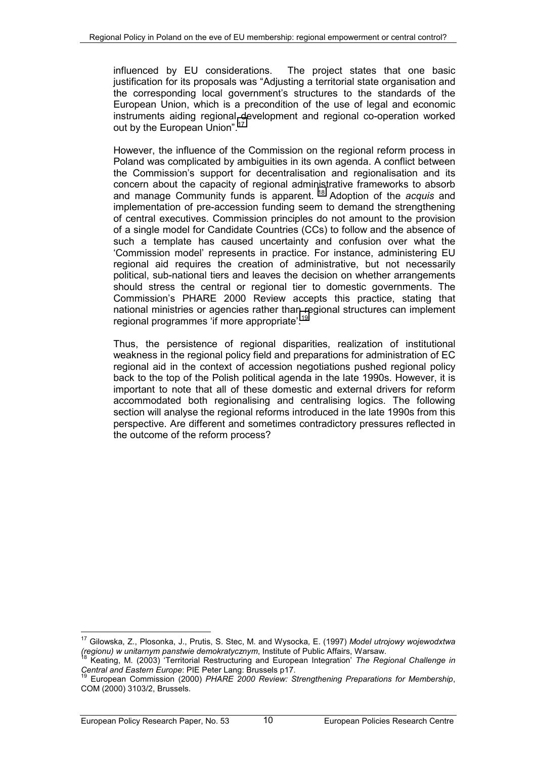influenced by EU considerations. The project states that one basic justification for its proposals was "Adjusting a territorial state organisation and the corresponding local government's structures to the standards of the European Union, which is a precondition of the use of legal and economic instruments aiding regional development and regional co-operation worked out by the European Union".[17]

However, the influence of the Commission on the regional reform process in Poland was complicated by ambiguities in its own agenda. A conflict between the Commission's support for decentralisation and regionalisation and its concern about the capacity of regional administrative frameworks to absorb and manage Community funds is apparent. [18] Adoption of the *acquis* and implementation of pre-accession funding seem to demand the strengthening of central executives. Commission principles do not amount to the provision of a single model for Candidate Countries (CCs) to follow and the absence of such a template has caused uncertainty and confusion over what the 'Commission model' represents in practice. For instance, administering EU regional aid requires the creation of administrative, but not necessarily political, sub-national tiers and leaves the decision on whether arrangements should stress the central or regional tier to domestic governments. The Commission's PHARE 2000 Review accepts this practice, stating that national ministries or agencies rather than regional structures can implement regional programmes 'if more appropriate'.[19]

Thus, the persistence of regional disparities, realization of institutional weakness in the regional policy field and preparations for administration of EC regional aid in the context of accession negotiations pushed regional policy back to the top of the Polish political agenda in the late 1990s. However, it is important to note that all of these domestic and external drivers for reform accommodated both regionalising and centralising logics. The following section will analyse the regional reforms introduced in the late 1990s from this perspective. Are different and sometimes contradictory pressures reflected in the outcome of the reform process?

---

[17] Gilowska, Z., Plosonka, J., Prutis, S. Stec, M. and Wysocka, E. (1997) *Model utrojowy wojewodxtwa (regionu) w unitarnym panstwie demokratycznym*, Institute of Public Affairs, Warsaw.

[18] Keating, M. (2003) 'Territorial Restructuring and European Integration' *The Regional Challenge in Central and Eastern Europe*: PIE Peter Lang: Brussels p17.

[19] European Commission (2000) *PHARE 2000 Review: Strengthening Preparations for Membership*, COM (2000) 3103/2, Brussels.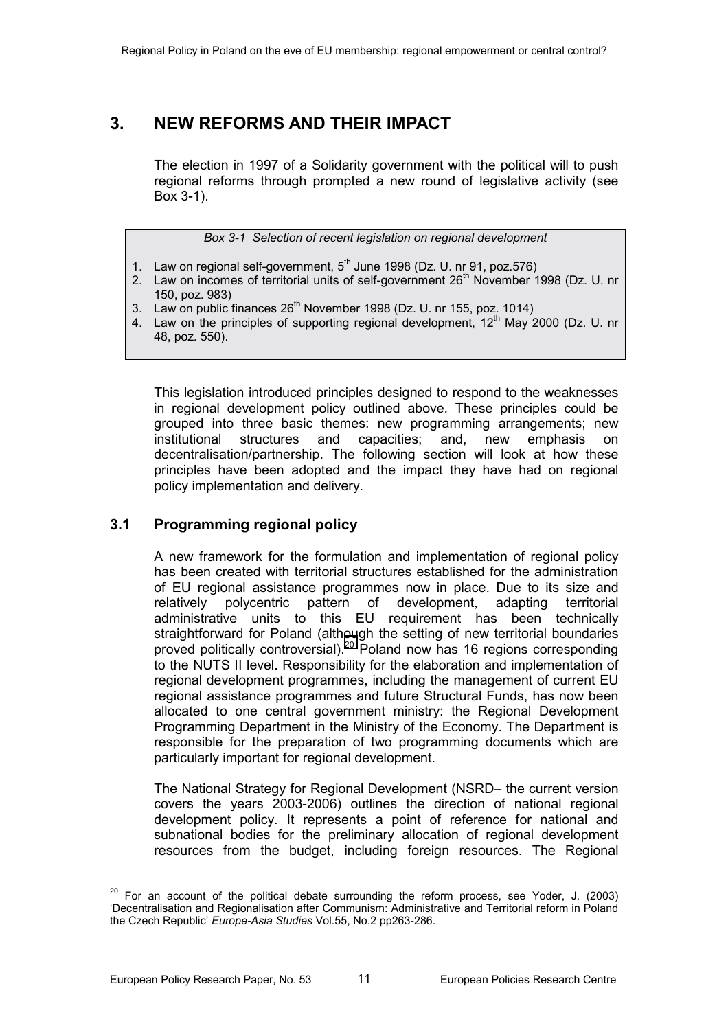# 3. NEW REFORMS AND THEIR IMPACT

The election in 1997 of a Solidarity government with the political will to push regional reforms through prompted a new round of legislative activity (see Box 3-1).

*Box 3-1 Selection of recent legislation on regional development*

1. Law on regional self-government, 5th June 1998 (Dz. U. nr 91, poz.576)
2. Law on incomes of territorial units of self-government 26th November 1998 (Dz. U. nr 150, poz. 983)
3. Law on public finances 26th November 1998 (Dz. U. nr 155, poz. 1014)
4. Law on the principles of supporting regional development, 12th May 2000 (Dz. U. nr 48, poz. 550).

This legislation introduced principles designed to respond to the weaknesses in regional development policy outlined above. These principles could be grouped into three basic themes: new programming arrangements; new institutional structures and capacities; and, new emphasis on decentralisation/partnership. The following section will look at how these principles have been adopted and the impact they have had on regional policy implementation and delivery.

## 3.1 Programming regional policy

A new framework for the formulation and implementation of regional policy has been created with territorial structures established for the administration of EU regional assistance programmes now in place. Due to its size and relatively polycentric pattern of development, adapting territorial administrative units to this EU requirement has been technically straightforward for Poland (although the setting of new territorial boundaries proved politically controversial).[20] Poland now has 16 regions corresponding to the NUTS II level. Responsibility for the elaboration and implementation of regional development programmes, including the management of current EU regional assistance programmes and future Structural Funds, has now been allocated to one central government ministry: the Regional Development Programming Department in the Ministry of the Economy. The Department is responsible for the preparation of two programming documents which are particularly important for regional development.

The National Strategy for Regional Development (NSRD– the current version covers the years 2003-2006) outlines the direction of national regional development policy. It represents a point of reference for national and subnational bodies for the preliminary allocation of regional development resources from the budget, including foreign resources. The Regional

---

[20] For an account of the political debate surrounding the reform process, see Yoder, J. (2003) 'Decentralisation and Regionalisation after Communism: Administrative and Territorial reform in Poland the Czech Republic' *Europe-Asia Studies* Vol.55, No.2 pp263-286.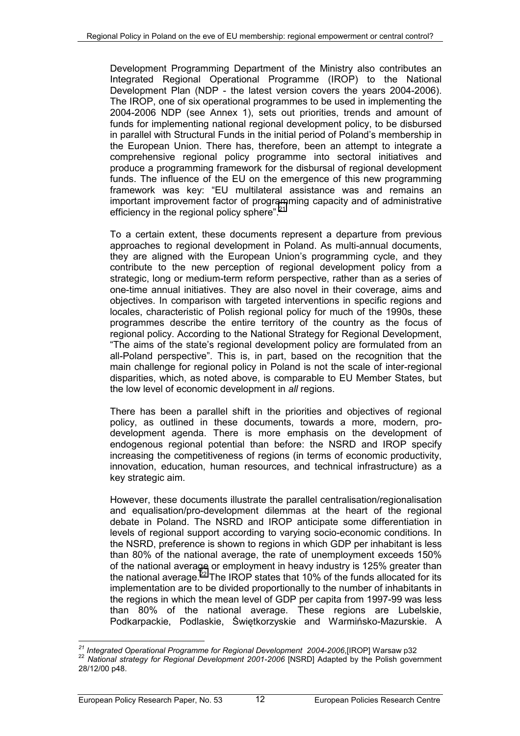Development Programming Department of the Ministry also contributes an Integrated Regional Operational Programme (IROP) to the National Development Plan (NDP - the latest version covers the years 2004-2006). The IROP, one of six operational programmes to be used in implementing the 2004-2006 NDP (see Annex 1), sets out priorities, trends and amount of funds for implementing national regional development policy, to be disbursed in parallel with Structural Funds in the initial period of Poland's membership in the European Union. There has, therefore, been an attempt to integrate a comprehensive regional policy programme into sectoral initiatives and produce a programming framework for the disbursal of regional development funds. The influence of the EU on the emergence of this new programming framework was key: "EU multilateral assistance was and remains an important improvement factor of programming capacity and of administrative efficiency in the regional policy sphere".[21]

To a certain extent, these documents represent a departure from previous approaches to regional development in Poland. As multi-annual documents, they are aligned with the European Union's programming cycle, and they contribute to the new perception of regional development policy from a strategic, long or medium-term reform perspective, rather than as a series of one-time annual initiatives. They are also novel in their coverage, aims and objectives. In comparison with targeted interventions in specific regions and locales, characteristic of Polish regional policy for much of the 1990s, these programmes describe the entire territory of the country as the focus of regional policy. According to the National Strategy for Regional Development, "The aims of the state's regional development policy are formulated from an all-Poland perspective". This is, in part, based on the recognition that the main challenge for regional policy in Poland is not the scale of inter-regional disparities, which, as noted above, is comparable to EU Member States, but the low level of economic development in *all* regions.

There has been a parallel shift in the priorities and objectives of regional policy, as outlined in these documents, towards a more, modern, pro-development agenda. There is more emphasis on the development of endogenous regional potential than before: the NSRD and IROP specify increasing the competitiveness of regions (in terms of economic productivity, innovation, education, human resources, and technical infrastructure) as a key strategic aim.

However, these documents illustrate the parallel centralisation/regionalisation and equalisation/pro-development dilemmas at the heart of the regional debate in Poland. The NSRD and IROP anticipate some differentiation in levels of regional support according to varying socio-economic conditions. In the NSRD, preference is shown to regions in which GDP per inhabitant is less than 80% of the national average, the rate of unemployment exceeds 150% of the national average or employment in heavy industry is 125% greater than the national average.[22] The IROP states that 10% of the funds allocated for its implementation are to be divided proportionally to the number of inhabitants in the regions in which the mean level of GDP per capita from 1997-99 was less than 80% of the national average. These regions are Lubelskie, Podkarpackie, Podlaskie, Świętkorzyskie and Warmińsko-Mazurskie. A

---

[21] *Integrated Operational Programme for Regional Development 2004-2006*,[IROP] Warsaw p32

[22] *National strategy for Regional Development 2001-2006* [NSRD] Adapted by the Polish government 28/12/00 p48.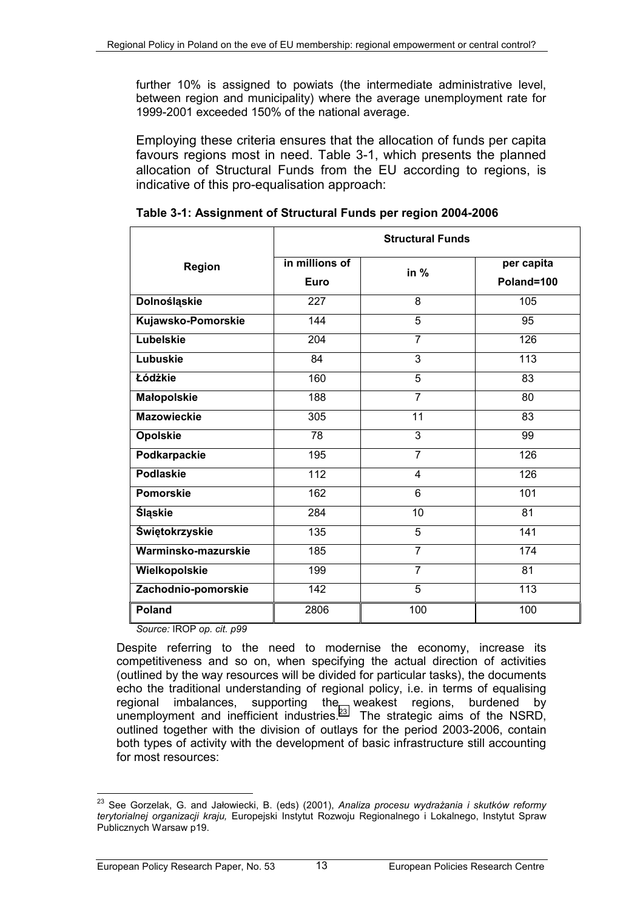further 10% is assigned to powiats (the intermediate administrative level, between region and municipality) where the average unemployment rate for 1999-2001 exceeded 150% of the national average.

Employing these criteria ensures that the allocation of funds per capita favours regions most in need. Table 3-1, which presents the planned allocation of Structural Funds from the EU according to regions, is indicative of this pro-equalisation approach:

**Table 3-1: Assignment of Structural Funds per region 2004-2006**

| Region | Structural Funds | | |
|---|---|---|---|
| | in millions of Euro | in % | per capita Poland=100 |
| **Dolnośląskie** | 227 | 8 | 105 |
| **Kujawsko-Pomorskie** | 144 | 5 | 95 |
| **Lubelskie** | 204 | 7 | 126 |
| **Lubuskie** | 84 | 3 | 113 |
| **Łódżkie** | 160 | 5 | 83 |
| **Małopolskie** | 188 | 7 | 80 |
| **Mazowieckie** | 305 | 11 | 83 |
| **Opolskie** | 78 | 3 | 99 |
| **Podkarpackie** | 195 | 7 | 126 |
| **Podlaskie** | 112 | 4 | 126 |
| **Pomorskie** | 162 | 6 | 101 |
| **Śląskie** | 284 | 10 | 81 |
| **Świętokrzyskie** | 135 | 5 | 141 |
| **Warminsko-mazurskie** | 185 | 7 | 174 |
| **Wielkopolskie** | 199 | 7 | 81 |
| **Zachodnio-pomorskie** | 142 | 5 | 113 |
| **Poland** | 2806 | 100 | 100 |

*Source:* IROP *op. cit. p99*

Despite referring to the need to modernise the economy, increase its competitiveness and so on, when specifying the actual direction of activities (outlined by the way resources will be divided for particular tasks), the documents echo the traditional understanding of regional policy, i.e. in terms of equalising regional imbalances, supporting the weakest regions, burdened by unemployment and inefficient industries.[23] The strategic aims of the NSRD, outlined together with the division of outlays for the period 2003-2006, contain both types of activity with the development of basic infrastructure still accounting for most resources:

[23] See Gorzelak, G. and Jałowiecki, B. (eds) (2001), *Analiza procesu wydrażania i skutków reformy terytorialnej organizacji kraju,* Europejski Instytut Rozwoju Regionalnego i Lokalnego, Instytut Spraw Publicznych Warsaw p19.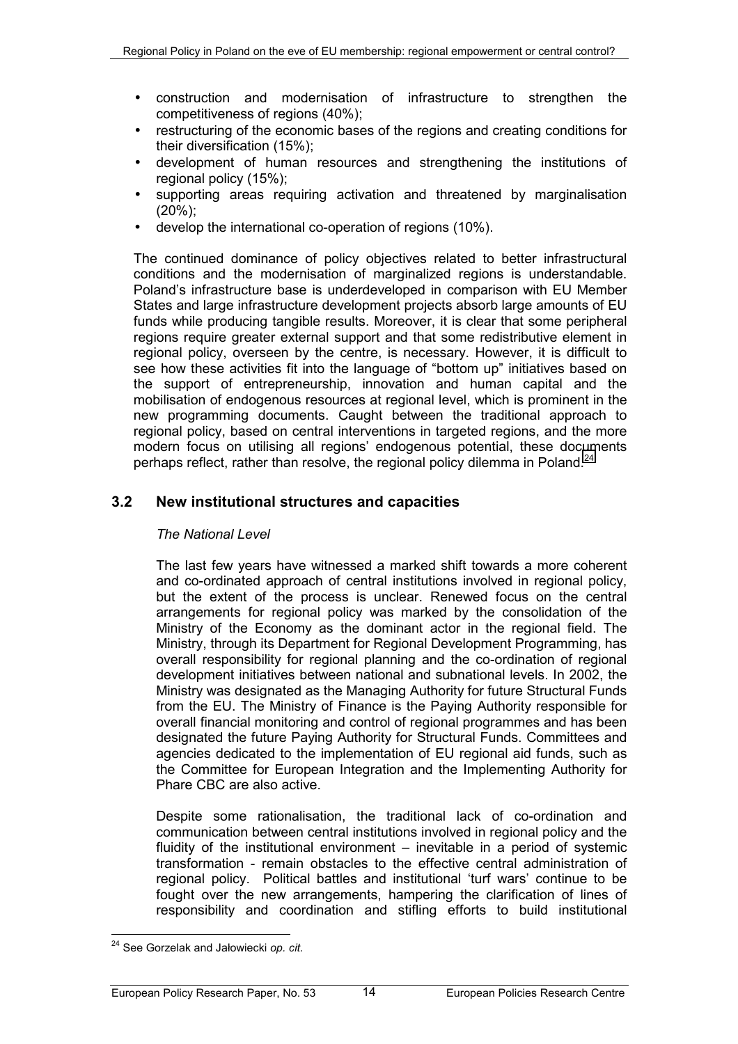- construction and modernisation of infrastructure to strengthen the competitiveness of regions (40%);
- restructuring of the economic bases of the regions and creating conditions for their diversification (15%);
- development of human resources and strengthening the institutions of regional policy (15%);
- supporting areas requiring activation and threatened by marginalisation (20%);
- develop the international co-operation of regions (10%).

The continued dominance of policy objectives related to better infrastructural conditions and the modernisation of marginalized regions is understandable. Poland's infrastructure base is underdeveloped in comparison with EU Member States and large infrastructure development projects absorb large amounts of EU funds while producing tangible results. Moreover, it is clear that some peripheral regions require greater external support and that some redistributive element in regional policy, overseen by the centre, is necessary. However, it is difficult to see how these activities fit into the language of "bottom up" initiatives based on the support of entrepreneurship, innovation and human capital and the mobilisation of endogenous resources at regional level, which is prominent in the new programming documents. Caught between the traditional approach to regional policy, based on central interventions in targeted regions, and the more modern focus on utilising all regions' endogenous potential, these documents perhaps reflect, rather than resolve, the regional policy dilemma in Poland.[24]

## 3.2 New institutional structures and capacities

*The National Level*

The last few years have witnessed a marked shift towards a more coherent and co-ordinated approach of central institutions involved in regional policy, but the extent of the process is unclear. Renewed focus on the central arrangements for regional policy was marked by the consolidation of the Ministry of the Economy as the dominant actor in the regional field. The Ministry, through its Department for Regional Development Programming, has overall responsibility for regional planning and the co-ordination of regional development initiatives between national and subnational levels. In 2002, the Ministry was designated as the Managing Authority for future Structural Funds from the EU. The Ministry of Finance is the Paying Authority responsible for overall financial monitoring and control of regional programmes and has been designated the future Paying Authority for Structural Funds. Committees and agencies dedicated to the implementation of EU regional aid funds, such as the Committee for European Integration and the Implementing Authority for Phare CBC are also active.

Despite some rationalisation, the traditional lack of co-ordination and communication between central institutions involved in regional policy and the fluidity of the institutional environment – inevitable in a period of systemic transformation - remain obstacles to the effective central administration of regional policy. Political battles and institutional 'turf wars' continue to be fought over the new arrangements, hampering the clarification of lines of responsibility and coordination and stifling efforts to build institutional

[24] See Gorzelak and Jałowiecki *op. cit.*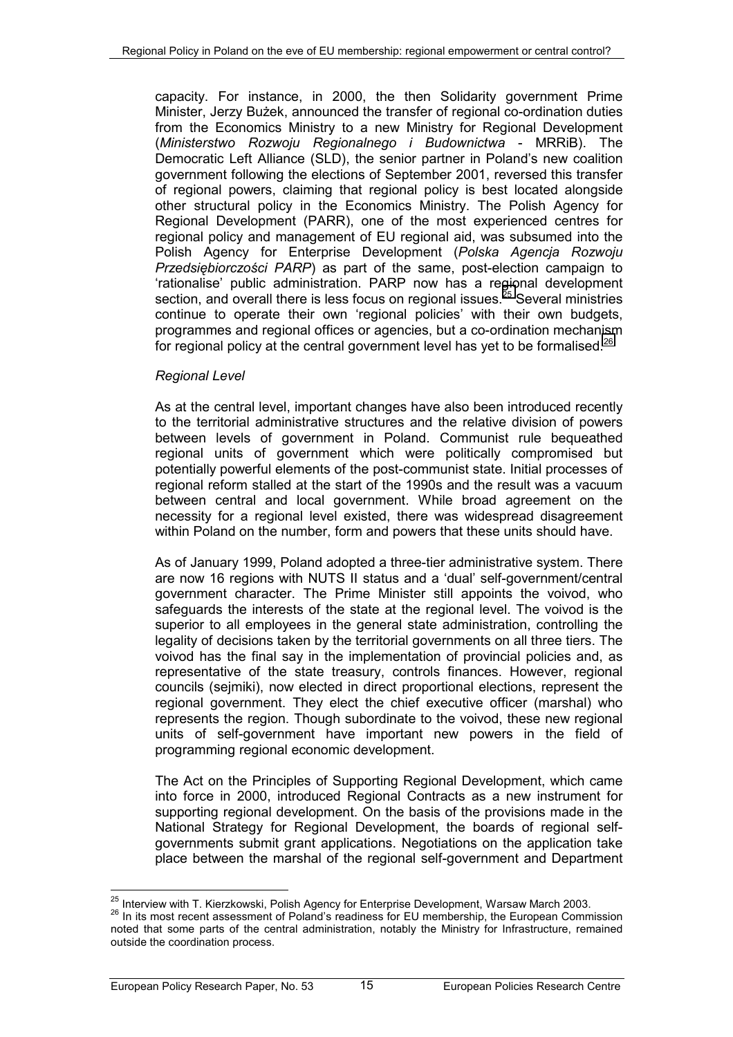capacity. For instance, in 2000, the then Solidarity government Prime Minister, Jerzy Bużek, announced the transfer of regional co-ordination duties from the Economics Ministry to a new Ministry for Regional Development (*Ministerstwo Rozwoju Regionalnego i Budownictwa* - MRRiB). The Democratic Left Alliance (SLD), the senior partner in Poland's new coalition government following the elections of September 2001, reversed this transfer of regional powers, claiming that regional policy is best located alongside other structural policy in the Economics Ministry. The Polish Agency for Regional Development (PARR), one of the most experienced centres for regional policy and management of EU regional aid, was subsumed into the Polish Agency for Enterprise Development (*Polska Agencja Rozwoju Przedsiębiorczości PARP*) as part of the same, post-election campaign to 'rationalise' public administration. PARP now has a regional development section, and overall there is less focus on regional issues.[25] Several ministries continue to operate their own 'regional policies' with their own budgets, programmes and regional offices or agencies, but a co-ordination mechanism for regional policy at the central government level has yet to be formalised.[26]

*Regional Level*

As at the central level, important changes have also been introduced recently to the territorial administrative structures and the relative division of powers between levels of government in Poland. Communist rule bequeathed regional units of government which were politically compromised but potentially powerful elements of the post-communist state. Initial processes of regional reform stalled at the start of the 1990s and the result was a vacuum between central and local government. While broad agreement on the necessity for a regional level existed, there was widespread disagreement within Poland on the number, form and powers that these units should have.

As of January 1999, Poland adopted a three-tier administrative system. There are now 16 regions with NUTS II status and a 'dual' self-government/central government character. The Prime Minister still appoints the voivod, who safeguards the interests of the state at the regional level. The voivod is the superior to all employees in the general state administration, controlling the legality of decisions taken by the territorial governments on all three tiers. The voivod has the final say in the implementation of provincial policies and, as representative of the state treasury, controls finances. However, regional councils (sejmiki), now elected in direct proportional elections, represent the regional government. They elect the chief executive officer (marshal) who represents the region. Though subordinate to the voivod, these new regional units of self-government have important new powers in the field of programming regional economic development.

The Act on the Principles of Supporting Regional Development, which came into force in 2000, introduced Regional Contracts as a new instrument for supporting regional development. On the basis of the provisions made in the National Strategy for Regional Development, the boards of regional self-governments submit grant applications. Negotiations on the application take place between the marshal of the regional self-government and Department

[25] Interview with T. Kierzkowski, Polish Agency for Enterprise Development, Warsaw March 2003.

[26] In its most recent assessment of Poland's readiness for EU membership, the European Commission noted that some parts of the central administration, notably the Ministry for Infrastructure, remained outside the coordination process.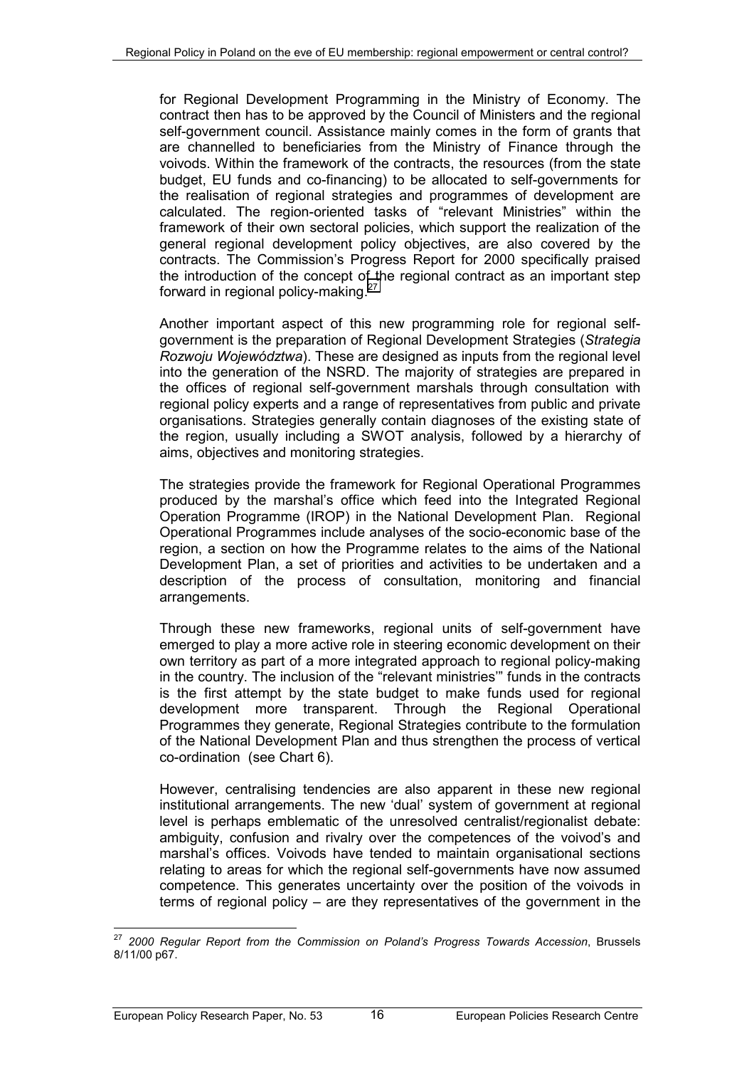for Regional Development Programming in the Ministry of Economy. The contract then has to be approved by the Council of Ministers and the regional self-government council. Assistance mainly comes in the form of grants that are channelled to beneficiaries from the Ministry of Finance through the voivods. Within the framework of the contracts, the resources (from the state budget, EU funds and co-financing) to be allocated to self-governments for the realisation of regional strategies and programmes of development are calculated. The region-oriented tasks of "relevant Ministries" within the framework of their own sectoral policies, which support the realization of the general regional development policy objectives, are also covered by the contracts. The Commission's Progress Report for 2000 specifically praised the introduction of the concept of the regional contract as an important step forward in regional policy-making.[27]

Another important aspect of this new programming role for regional self-government is the preparation of Regional Development Strategies (*Strategia Rozwoju Województwa*). These are designed as inputs from the regional level into the generation of the NSRD. The majority of strategies are prepared in the offices of regional self-government marshals through consultation with regional policy experts and a range of representatives from public and private organisations. Strategies generally contain diagnoses of the existing state of the region, usually including a SWOT analysis, followed by a hierarchy of aims, objectives and monitoring strategies.

The strategies provide the framework for Regional Operational Programmes produced by the marshal's office which feed into the Integrated Regional Operation Programme (IROP) in the National Development Plan. Regional Operational Programmes include analyses of the socio-economic base of the region, a section on how the Programme relates to the aims of the National Development Plan, a set of priorities and activities to be undertaken and a description of the process of consultation, monitoring and financial arrangements.

Through these new frameworks, regional units of self-government have emerged to play a more active role in steering economic development on their own territory as part of a more integrated approach to regional policy-making in the country. The inclusion of the "relevant ministries'" funds in the contracts is the first attempt by the state budget to make funds used for regional development more transparent. Through the Regional Operational Programmes they generate, Regional Strategies contribute to the formulation of the National Development Plan and thus strengthen the process of vertical co-ordination (see Chart 6).

However, centralising tendencies are also apparent in these new regional institutional arrangements. The new 'dual' system of government at regional level is perhaps emblematic of the unresolved centralist/regionalist debate: ambiguity, confusion and rivalry over the competences of the voivod's and marshal's offices. Voivods have tended to maintain organisational sections relating to areas for which the regional self-governments have now assumed competence. This generates uncertainty over the position of the voivods in terms of regional policy – are they representatives of the government in the

[27] *2000 Regular Report from the Commission on Poland's Progress Towards Accession*, Brussels 8/11/00 p67.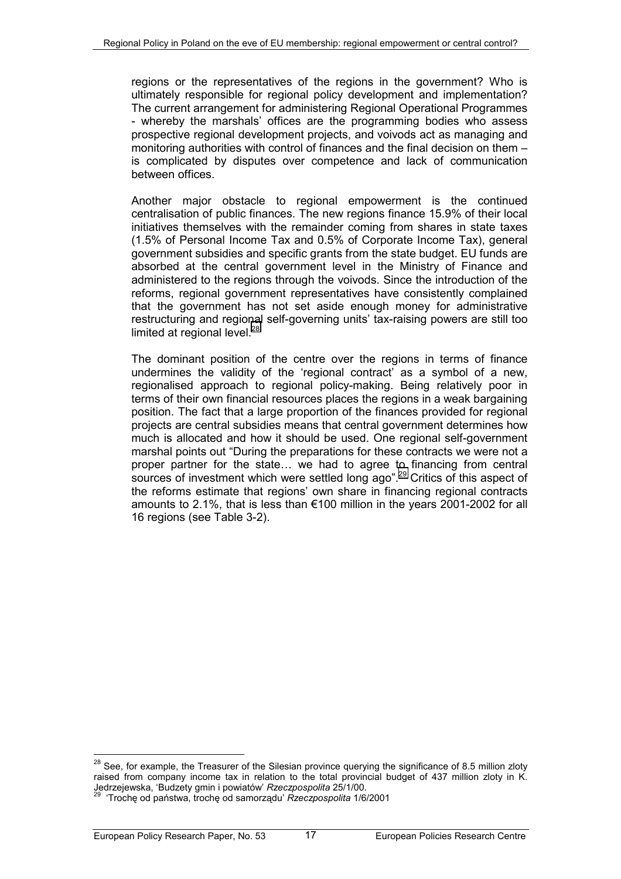regions or the representatives of the regions in the government? Who is ultimately responsible for regional policy development and implementation? The current arrangement for administering Regional Operational Programmes - whereby the marshals' offices are the programming bodies who assess prospective regional development projects, and voivods act as managing and monitoring authorities with control of finances and the final decision on them – is complicated by disputes over competence and lack of communication between offices.

Another major obstacle to regional empowerment is the continued centralisation of public finances. The new regions finance 15.9% of their local initiatives themselves with the remainder coming from shares in state taxes (1.5% of Personal Income Tax and 0.5% of Corporate Income Tax), general government subsidies and specific grants from the state budget. EU funds are absorbed at the central government level in the Ministry of Finance and administered to the regions through the voivods. Since the introduction of the reforms, regional government representatives have consistently complained that the government has not set aside enough money for administrative restructuring and regional self-governing units' tax-raising powers are still too limited at regional level.[28]

The dominant position of the centre over the regions in terms of finance undermines the validity of the 'regional contract' as a symbol of a new, regionalised approach to regional policy-making. Being relatively poor in terms of their own financial resources places the regions in a weak bargaining position. The fact that a large proportion of the finances provided for regional projects are central subsidies means that central government determines how much is allocated and how it should be used. One regional self-government marshal points out "During the preparations for these contracts we were not a proper partner for the state… we had to agree to financing from central sources of investment which were settled long ago".[29] Critics of this aspect of the reforms estimate that regions' own share in financing regional contracts amounts to 2.1%, that is less than €100 million in the years 2001-2002 for all 16 regions (see Table 3-2).

---

[28] See, for example, the Treasurer of the Silesian province querying the significance of 8.5 million zloty raised from company income tax in relation to the total provincial budget of 437 million zloty in K. Jedrzejewska, 'Budzety gmin i powiatów' *Rzeczpospolita* 25/1/00.

[29] 'Trochę od państwa, trochę od samorządu' *Rzeczpospolita* 1/6/2001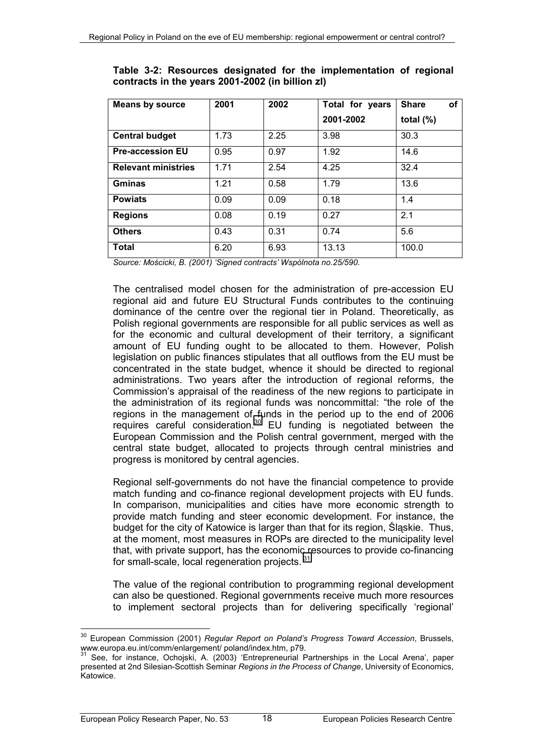**Table 3-2: Resources designated for the implementation of regional contracts in the years 2001-2002 (in billion zl)**

| Means by source | 2001 | 2002 | Total for years 2001-2002 | Share of total (%) |
|---|---|---|---|---|
| **Central budget** | 1.73 | 2.25 | 3.98 | 30.3 |
| **Pre-accession EU** | 0.95 | 0.97 | 1.92 | 14.6 |
| **Relevant ministries** | 1.71 | 2.54 | 4.25 | 32.4 |
| **Gminas** | 1.21 | 0.58 | 1.79 | 13.6 |
| **Powiats** | 0.09 | 0.09 | 0.18 | 1.4 |
| **Regions** | 0.08 | 0.19 | 0.27 | 2.1 |
| **Others** | 0.43 | 0.31 | 0.74 | 5.6 |
| **Total** | 6.20 | 6.93 | 13.13 | 100.0 |

*Source: Mościcki, B. (2001) 'Signed contracts' Wspólnota no.25/590.*

The centralised model chosen for the administration of pre-accession EU regional aid and future EU Structural Funds contributes to the continuing dominance of the centre over the regional tier in Poland. Theoretically, as Polish regional governments are responsible for all public services as well as for the economic and cultural development of their territory, a significant amount of EU funding ought to be allocated to them. However, Polish legislation on public finances stipulates that all outflows from the EU must be concentrated in the state budget, whence it should be directed to regional administrations. Two years after the introduction of regional reforms, the Commission's appraisal of the readiness of the new regions to participate in the administration of its regional funds was noncommittal: "the role of the regions in the management of funds in the period up to the end of 2006 requires careful consideration."[30] EU funding is negotiated between the European Commission and the Polish central government, merged with the central state budget, allocated to projects through central ministries and progress is monitored by central agencies.

Regional self-governments do not have the financial competence to provide match funding and co-finance regional development projects with EU funds. In comparison, municipalities and cities have more economic strength to provide match funding and steer economic development. For instance, the budget for the city of Katowice is larger than that for its region, Śląskie. Thus, at the moment, most measures in ROPs are directed to the municipality level that, with private support, has the economic resources to provide co-financing for small-scale, local regeneration projects.[31]

The value of the regional contribution to programming regional development can also be questioned. Regional governments receive much more resources to implement sectoral projects than for delivering specifically 'regional'

[30] European Commission (2001) *Regular Report on Poland's Progress Toward Accession*, Brussels, www.europa.eu.int/comm/enlargement/ poland/index.htm, p79.

[31] See, for instance, Ochojski, A. (2003) 'Entrepreneurial Partnerships in the Local Arena', paper presented at 2nd Silesian-Scottish Seminar *Regions in the Process of Change*, University of Economics, Katowice.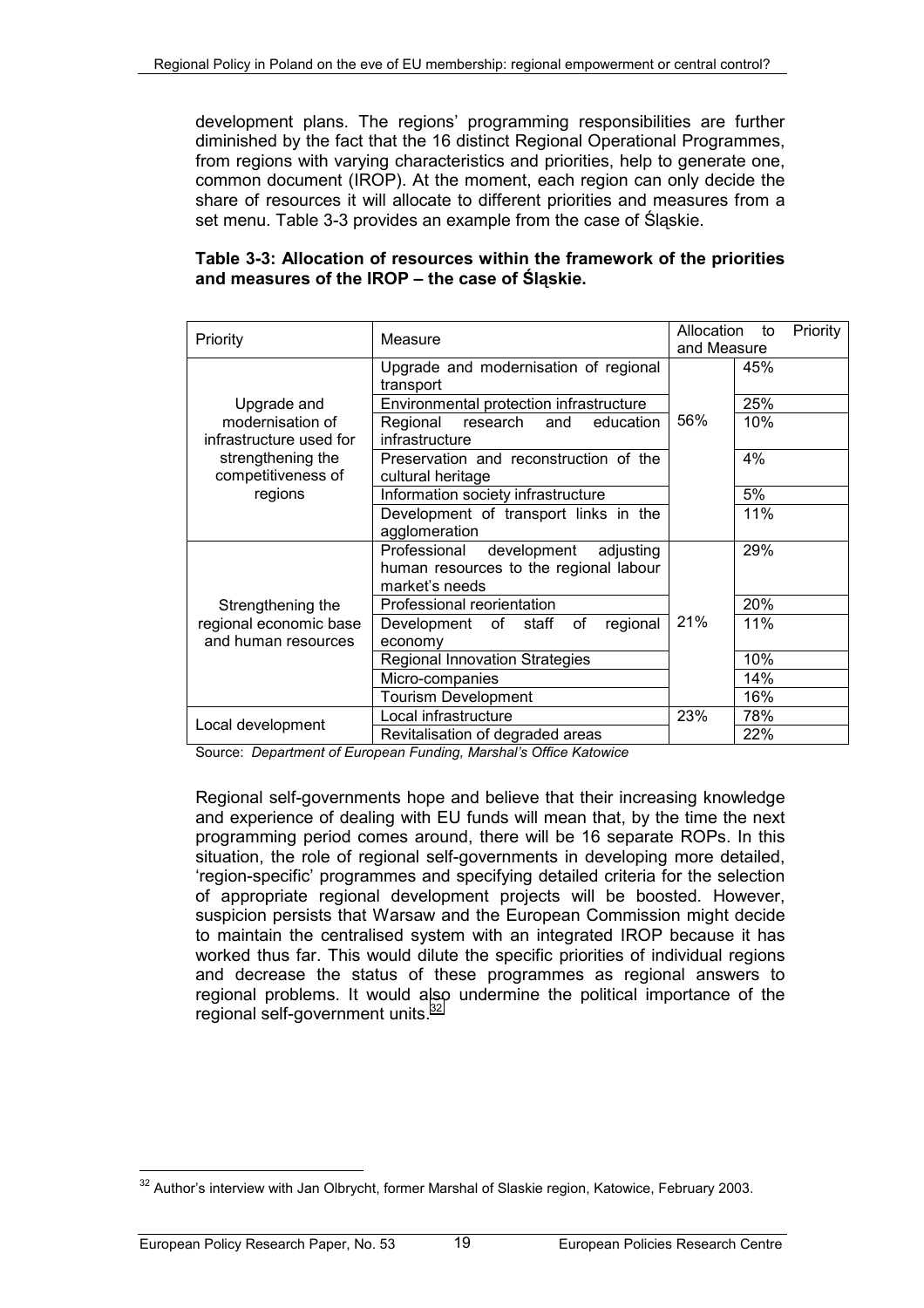development plans. The regions' programming responsibilities are further diminished by the fact that the 16 distinct Regional Operational Programmes, from regions with varying characteristics and priorities, help to generate one, common document (IROP). At the moment, each region can only decide the share of resources it will allocate to different priorities and measures from a set menu. Table 3-3 provides an example from the case of Śląskie.

**Table 3-3: Allocation of resources within the framework of the priorities and measures of the IROP – the case of Śląskie.**

| Priority | Measure | Allocation to Priority and Measure | |
|---|---|---|---|
| Upgrade and modernisation of infrastructure used for strengthening the competitiveness of regions | Upgrade and modernisation of regional transport | 56% | 45% |
| | Environmental protection infrastructure | | 25% |
| | Regional research and education infrastructure | | 10% |
| | Preservation and reconstruction of the cultural heritage | | 4% |
| | Information society infrastructure | | 5% |
| | Development of transport links in the agglomeration | | 11% |
| Strengthening the regional economic base and human resources | Professional development adjusting human resources to the regional labour market's needs | 21% | 29% |
| | Professional reorientation | | 20% |
| | Development of staff of regional economy | | 11% |
| | Regional Innovation Strategies | | 10% |
| | Micro-companies | | 14% |
| | Tourism Development | | 16% |
| Local development | Local infrastructure | 23% | 78% |
| | Revitalisation of degraded areas | | 22% |

Source: *Department of European Funding, Marshal's Office Katowice*

Regional self-governments hope and believe that their increasing knowledge and experience of dealing with EU funds will mean that, by the time the next programming period comes around, there will be 16 separate ROPs. In this situation, the role of regional self-governments in developing more detailed, 'region-specific' programmes and specifying detailed criteria for the selection of appropriate regional development projects will be boosted. However, suspicion persists that Warsaw and the European Commission might decide to maintain the centralised system with an integrated IROP because it has worked thus far. This would dilute the specific priorities of individual regions and decrease the status of these programmes as regional answers to regional problems. It would also undermine the political importance of the regional self-government units.[32]

[32] Author's interview with Jan Olbrycht, former Marshal of Slaskie region, Katowice, February 2003.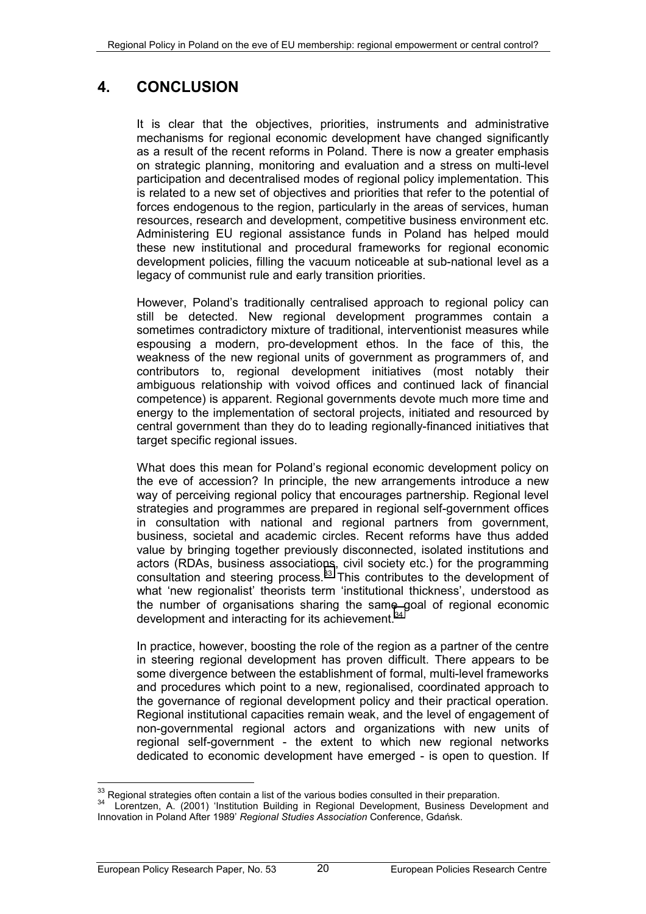# 4. CONCLUSION

It is clear that the objectives, priorities, instruments and administrative mechanisms for regional economic development have changed significantly as a result of the recent reforms in Poland. There is now a greater emphasis on strategic planning, monitoring and evaluation and a stress on multi-level participation and decentralised modes of regional policy implementation. This is related to a new set of objectives and priorities that refer to the potential of forces endogenous to the region, particularly in the areas of services, human resources, research and development, competitive business environment etc. Administering EU regional assistance funds in Poland has helped mould these new institutional and procedural frameworks for regional economic development policies, filling the vacuum noticeable at sub-national level as a legacy of communist rule and early transition priorities.

However, Poland's traditionally centralised approach to regional policy can still be detected. New regional development programmes contain a sometimes contradictory mixture of traditional, interventionist measures while espousing a modern, pro-development ethos. In the face of this, the weakness of the new regional units of government as programmers of, and contributors to, regional development initiatives (most notably their ambiguous relationship with voivod offices and continued lack of financial competence) is apparent. Regional governments devote much more time and energy to the implementation of sectoral projects, initiated and resourced by central government than they do to leading regionally-financed initiatives that target specific regional issues.

What does this mean for Poland's regional economic development policy on the eve of accession? In principle, the new arrangements introduce a new way of perceiving regional policy that encourages partnership. Regional level strategies and programmes are prepared in regional self-government offices in consultation with national and regional partners from government, business, societal and academic circles. Recent reforms have thus added value by bringing together previously disconnected, isolated institutions and actors (RDAs, business associations, civil society etc.) for the programming consultation and steering process.[33] This contributes to the development of what 'new regionalist' theorists term 'institutional thickness', understood as the number of organisations sharing the same goal of regional economic development and interacting for its achievement.[34]

In practice, however, boosting the role of the region as a partner of the centre in steering regional development has proven difficult. There appears to be some divergence between the establishment of formal, multi-level frameworks and procedures which point to a new, regionalised, coordinated approach to the governance of regional development policy and their practical operation. Regional institutional capacities remain weak, and the level of engagement of non-governmental regional actors and organizations with new units of regional self-government - the extent to which new regional networks dedicated to economic development have emerged - is open to question. If

[33] Regional strategies often contain a list of the various bodies consulted in their preparation.

[34] Lorentzen, A. (2001) 'Institution Building in Regional Development, Business Development and Innovation in Poland After 1989' *Regional Studies Association* Conference, Gdańsk.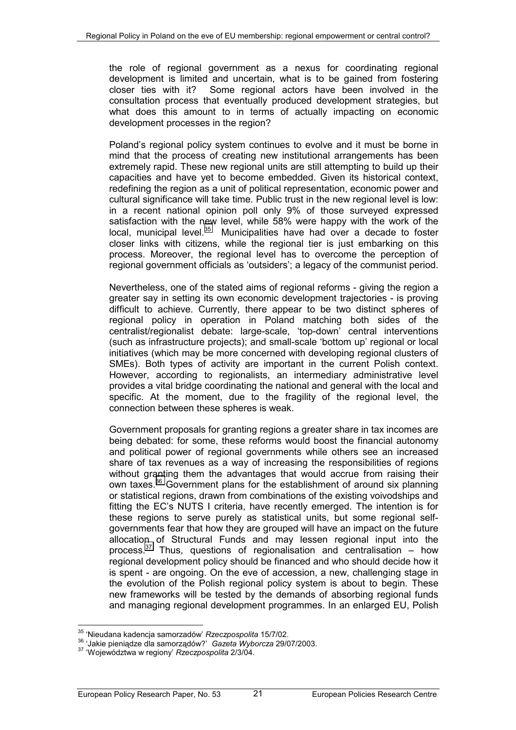the role of regional government as a nexus for coordinating regional development is limited and uncertain, what is to be gained from fostering closer ties with it? Some regional actors have been involved in the consultation process that eventually produced development strategies, but what does this amount to in terms of actually impacting on economic development processes in the region?

Poland's regional policy system continues to evolve and it must be borne in mind that the process of creating new institutional arrangements has been extremely rapid. These new regional units are still attempting to build up their capacities and have yet to become embedded. Given its historical context, redefining the region as a unit of political representation, economic power and cultural significance will take time. Public trust in the new regional level is low: in a recent national opinion poll only 9% of those surveyed expressed satisfaction with the new level, while 58% were happy with the work of the local, municipal level.[35] Municipalities have had over a decade to foster closer links with citizens, while the regional tier is just embarking on this process. Moreover, the regional level has to overcome the perception of regional government officials as 'outsiders'; a legacy of the communist period.

Nevertheless, one of the stated aims of regional reforms - giving the region a greater say in setting its own economic development trajectories - is proving difficult to achieve. Currently, there appear to be two distinct spheres of regional policy in operation in Poland matching both sides of the centralist/regionalist debate: large-scale, 'top-down' central interventions (such as infrastructure projects); and small-scale 'bottom up' regional or local initiatives (which may be more concerned with developing regional clusters of SMEs). Both types of activity are important in the current Polish context. However, according to regionalists, an intermediary administrative level provides a vital bridge coordinating the national and general with the local and specific. At the moment, due to the fragility of the regional level, the connection between these spheres is weak.

Government proposals for granting regions a greater share in tax incomes are being debated: for some, these reforms would boost the financial autonomy and political power of regional governments while others see an increased share of tax revenues as a way of increasing the responsibilities of regions without granting them the advantages that would accrue from raising their own taxes.[36] Government plans for the establishment of around six planning or statistical regions, drawn from combinations of the existing voivodships and fitting the EC's NUTS I criteria, have recently emerged. The intention is for these regions to serve purely as statistical units, but some regional self-governments fear that how they are grouped will have an impact on the future allocation of Structural Funds and may lessen regional input into the process.[37] Thus, questions of regionalisation and centralisation – how regional development policy should be financed and who should decide how it is spent - are ongoing. On the eve of accession, a new, challenging stage in the evolution of the Polish regional policy system is about to begin. These new frameworks will be tested by the demands of absorbing regional funds and managing regional development programmes. In an enlarged EU, Polish

---

[35] 'Nieudana kadencja samorzadów' *Rzeczpospolita* 15/7/02.

[36] 'Jakie pieniądze dla samorządów?' *Gazeta Wyborcza* 29/07/2003.

[37] 'Województwa w regiony' *Rzeczpospolita* 2/3/04.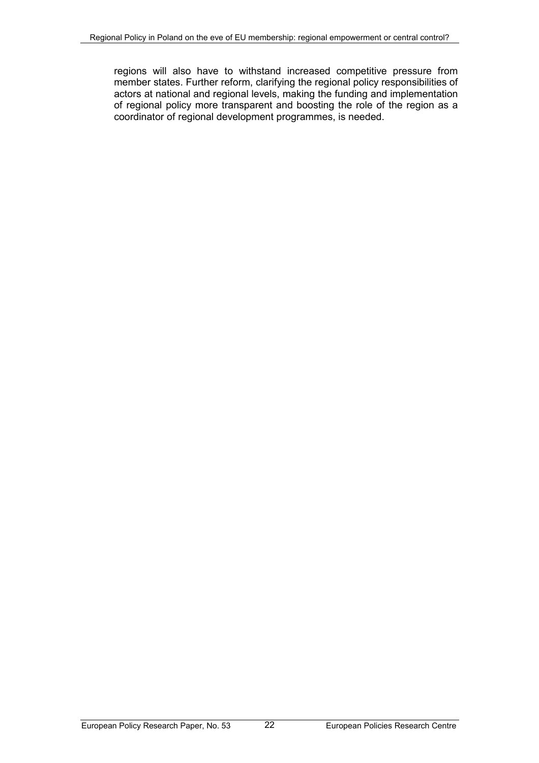regions will also have to withstand increased competitive pressure from member states. Further reform, clarifying the regional policy responsibilities of actors at national and regional levels, making the funding and implementation of regional policy more transparent and boosting the role of the region as a coordinator of regional development programmes, is needed.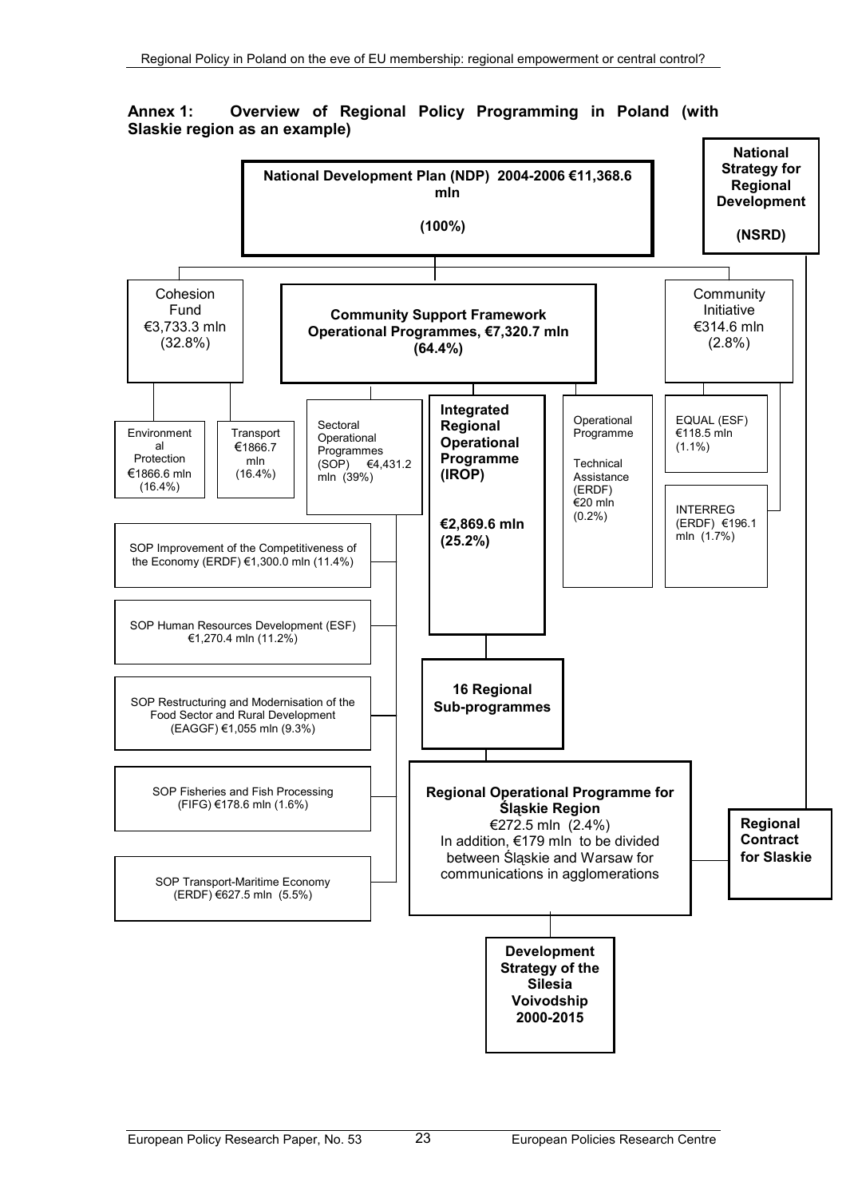## Annex 1: Overview of Regional Policy Programming in Poland (with Slaskie region as an example)

**National Development Plan (NDP) 2004-2006 €11,368.6 mln**

**(100%)**

**National Strategy for Regional Development**

**(NSRD)**

Cohesion Fund
€3,733.3 mln
(32.8%)

**Community Support Framework Operational Programmes, €7,320.7 mln (64.4%)**

Community Initiative
€314.6 mln
(2.8%)

Environmental Protection
€1866.6 mln
(16.4%)

Transport
€1866.7 mln
(16.4%)

Sectoral Operational Programmes (SOP) €4,431.2 mln (39%)

**Integrated Regional Operational Programme (IROP)**

**€2,869.6 mln (25.2%)**

Operational Programme

Technical Assistance (ERDF)
€20 mln
(0.2%)

EQUAL (ESF)
€118.5 mln
(1.1%)

INTERREG (ERDF) €196.1 mln (1.7%)

SOP Improvement of the Competitiveness of the Economy (ERDF) €1,300.0 mln (11.4%)

SOP Human Resources Development (ESF) €1,270.4 mln (11.2%)

SOP Restructuring and Modernisation of the Food Sector and Rural Development (EAGGF) €1,055 mln (9.3%)

SOP Fisheries and Fish Processing (FIFG) €178.6 mln (1.6%)

SOP Transport-Maritime Economy (ERDF) €627.5 mln (5.5%)

**16 Regional Sub-programmes**

**Regional Operational Programme for Śląskie Region**
€272.5 mln (2.4%)
In addition, €179 mln to be divided between Śląskie and Warsaw for communications in agglomerations

**Regional Contract for Slaskie**

**Development Strategy of the Silesia Voivodship 2000-2015**